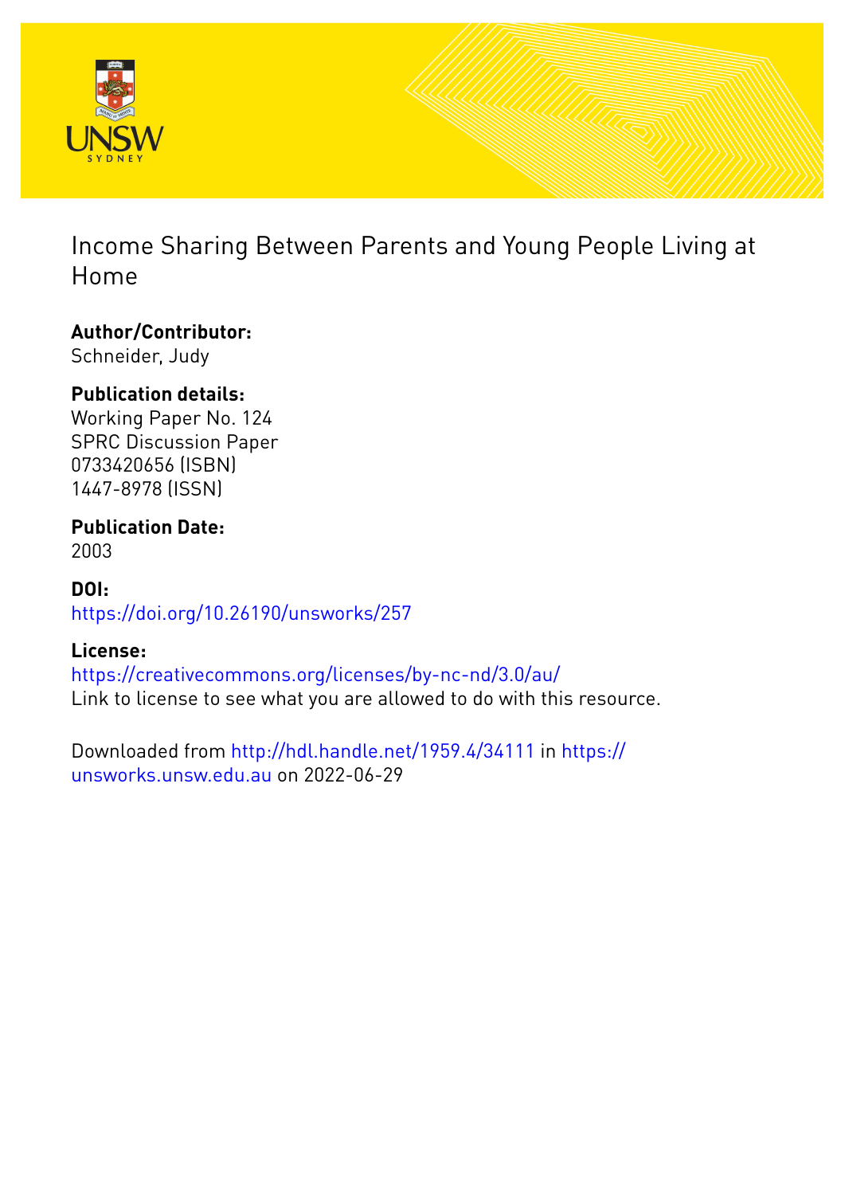# Income Sharing Between Parents and Young People Living at Home

**Author/Contributor:**
Schneider, Judy

**Publication details:**
Working Paper No. 124
SPRC Discussion Paper
0733420656 (ISBN)
1447-8978 (ISSN)

**Publication Date:**
2003

**DOI:**
https://doi.org/10.26190/unsworks/257

**License:**
https://creativecommons.org/licenses/by-nc-nd/3.0/au/
Link to license to see what you are allowed to do with this resource.

Downloaded from http://hdl.handle.net/1959.4/34111 in https://unsworks.unsw.edu.au on 2022-06-29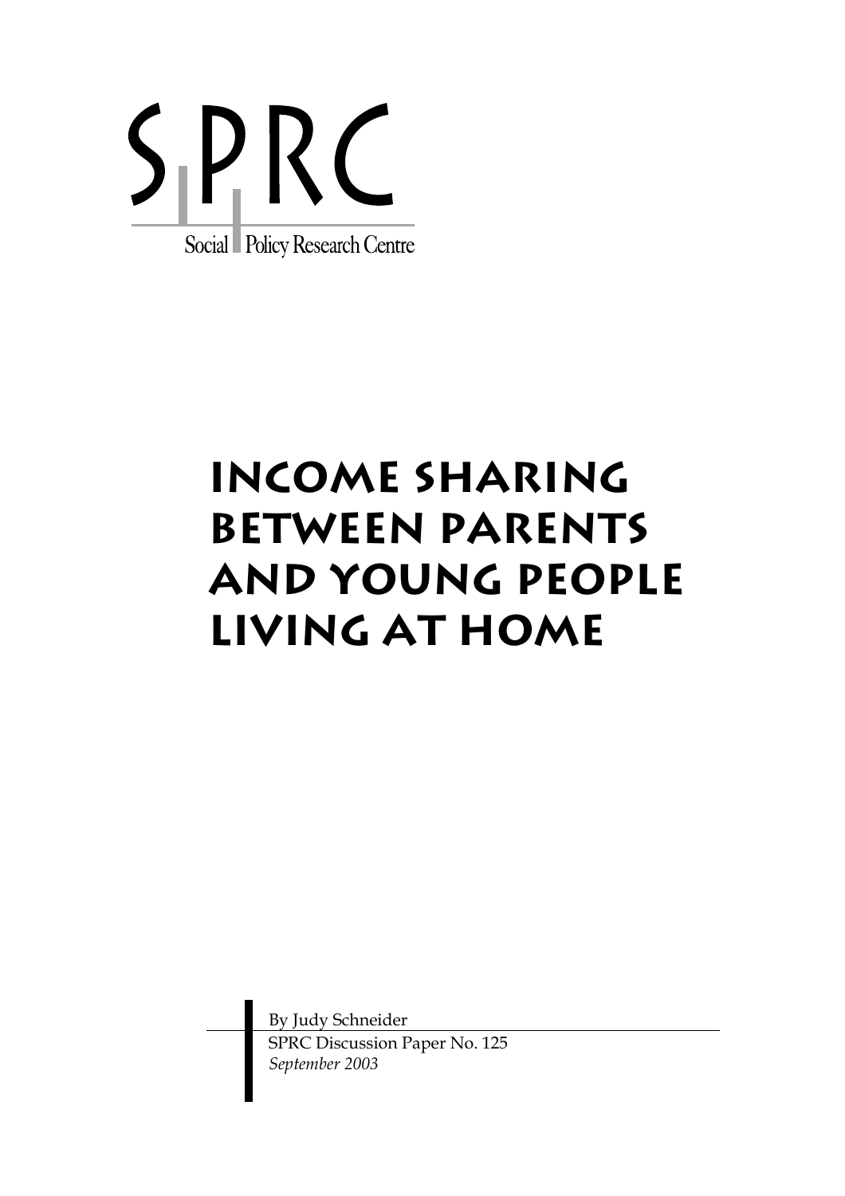SPRC

Social Policy Research Centre

# Income Sharing Between Parents and Young People Living at Home

By Judy Schneider

SPRC Discussion Paper No. 125

*September 2003*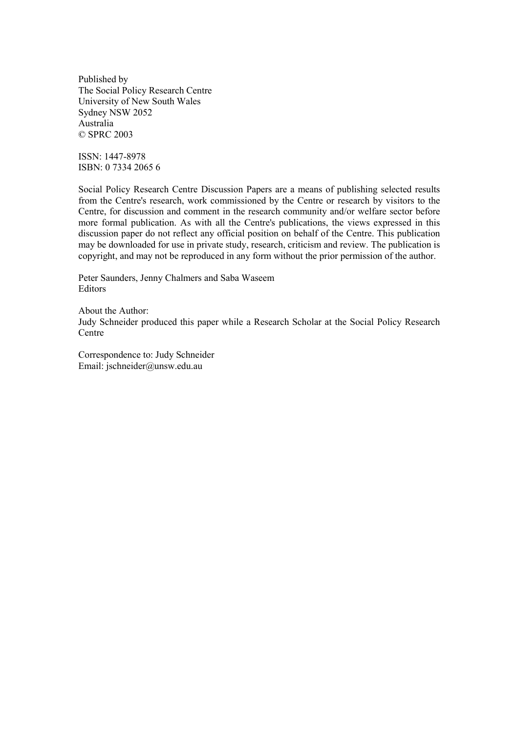Published by
The Social Policy Research Centre
University of New South Wales
Sydney NSW 2052
Australia
© SPRC 2003

ISSN: 1447-8978
ISBN: 0 7334 2065 6

Social Policy Research Centre Discussion Papers are a means of publishing selected results from the Centre's research, work commissioned by the Centre or research by visitors to the Centre, for discussion and comment in the research community and/or welfare sector before more formal publication. As with all the Centre's publications, the views expressed in this discussion paper do not reflect any official position on behalf of the Centre. This publication may be downloaded for use in private study, research, criticism and review. The publication is copyright, and may not be reproduced in any form without the prior permission of the author.

Peter Saunders, Jenny Chalmers and Saba Waseem
Editors

About the Author:
Judy Schneider produced this paper while a Research Scholar at the Social Policy Research Centre

Correspondence to: Judy Schneider
Email: jschneider@unsw.edu.au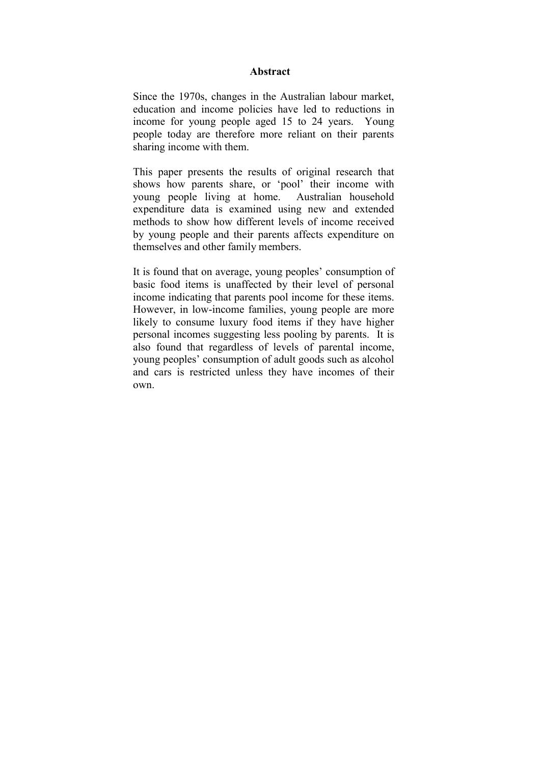## Abstract

Since the 1970s, changes in the Australian labour market, education and income policies have led to reductions in income for young people aged 15 to 24 years. Young people today are therefore more reliant on their parents sharing income with them.

This paper presents the results of original research that shows how parents share, or 'pool' their income with young people living at home. Australian household expenditure data is examined using new and extended methods to show how different levels of income received by young people and their parents affects expenditure on themselves and other family members.

It is found that on average, young peoples' consumption of basic food items is unaffected by their level of personal income indicating that parents pool income for these items. However, in low-income families, young people are more likely to consume luxury food items if they have higher personal incomes suggesting less pooling by parents. It is also found that regardless of levels of parental income, young peoples' consumption of adult goods such as alcohol and cars is restricted unless they have incomes of their own.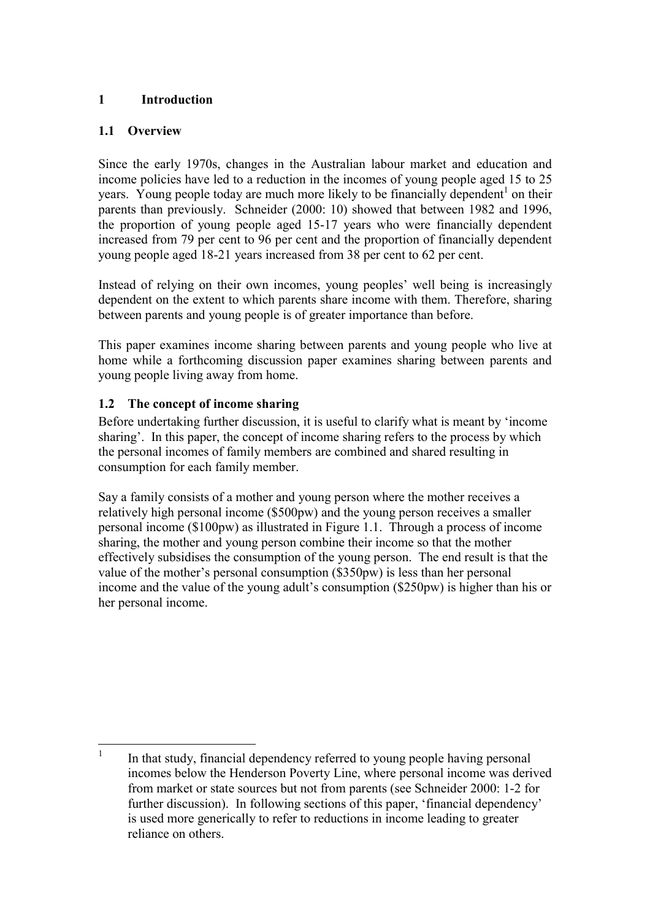# 1 Introduction

## 1.1 Overview

Since the early 1970s, changes in the Australian labour market and education and income policies have led to a reduction in the incomes of young people aged 15 to 25 years. Young people today are much more likely to be financially dependent[1] on their parents than previously. Schneider (2000: 10) showed that between 1982 and 1996, the proportion of young people aged 15-17 years who were financially dependent increased from 79 per cent to 96 per cent and the proportion of financially dependent young people aged 18-21 years increased from 38 per cent to 62 per cent.

Instead of relying on their own incomes, young peoples' well being is increasingly dependent on the extent to which parents share income with them. Therefore, sharing between parents and young people is of greater importance than before.

This paper examines income sharing between parents and young people who live at home while a forthcoming discussion paper examines sharing between parents and young people living away from home.

## 1.2 The concept of income sharing

Before undertaking further discussion, it is useful to clarify what is meant by 'income sharing'. In this paper, the concept of income sharing refers to the process by which the personal incomes of family members are combined and shared resulting in consumption for each family member.

Say a family consists of a mother and young person where the mother receives a relatively high personal income ($500pw) and the young person receives a smaller personal income ($100pw) as illustrated in Figure 1.1. Through a process of income sharing, the mother and young person combine their income so that the mother effectively subsidises the consumption of the young person. The end result is that the value of the mother's personal consumption ($350pw) is less than her personal income and the value of the young adult's consumption ($250pw) is higher than his or her personal income.

---

[1] In that study, financial dependency referred to young people having personal incomes below the Henderson Poverty Line, where personal income was derived from market or state sources but not from parents (see Schneider 2000: 1-2 for further discussion). In following sections of this paper, 'financial dependency' is used more generically to refer to reductions in income leading to greater reliance on others.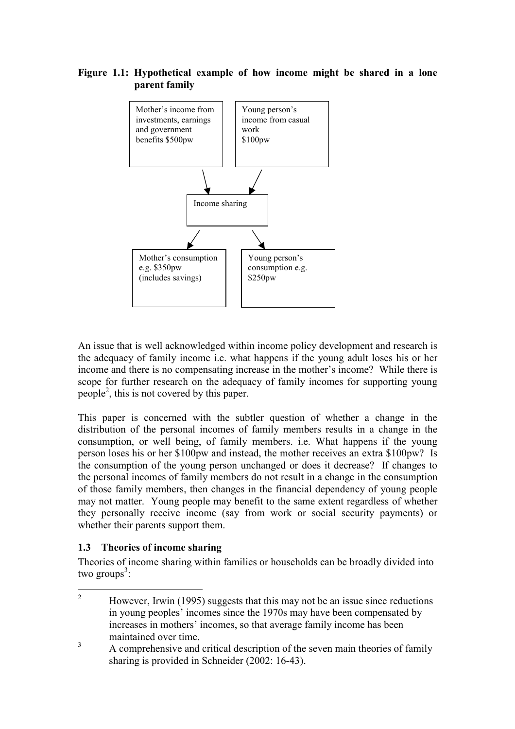**Figure 1.1: Hypothetical example of how income might be shared in a lone parent family**

Mother's income from investments, earnings and government benefits $500pw

Young person's income from casual work $100pw

Income sharing

Mother's consumption e.g. $350pw (includes savings)

Young person's consumption e.g. $250pw

An issue that is well acknowledged within income policy development and research is the adequacy of family income i.e. what happens if the young adult loses his or her income and there is no compensating increase in the mother's income? While there is scope for further research on the adequacy of family incomes for supporting young people[2], this is not covered by this paper.

This paper is concerned with the subtler question of whether a change in the distribution of the personal incomes of family members results in a change in the consumption, or well being, of family members. i.e. What happens if the young person loses his or her $100pw and instead, the mother receives an extra $100pw? Is the consumption of the young person unchanged or does it decrease? If changes to the personal incomes of family members do not result in a change in the consumption of those family members, then changes in the financial dependency of young people may not matter. Young people may benefit to the same extent regardless of whether they personally receive income (say from work or social security payments) or whether their parents support them.

### 1.3 Theories of income sharing

Theories of income sharing within families or households can be broadly divided into two groups[3]:

---

[2] However, Irwin (1995) suggests that this may not be an issue since reductions in young peoples' incomes since the 1970s may have been compensated by increases in mothers' incomes, so that average family income has been maintained over time.

[3] A comprehensive and critical description of the seven main theories of family sharing is provided in Schneider (2002: 16-43).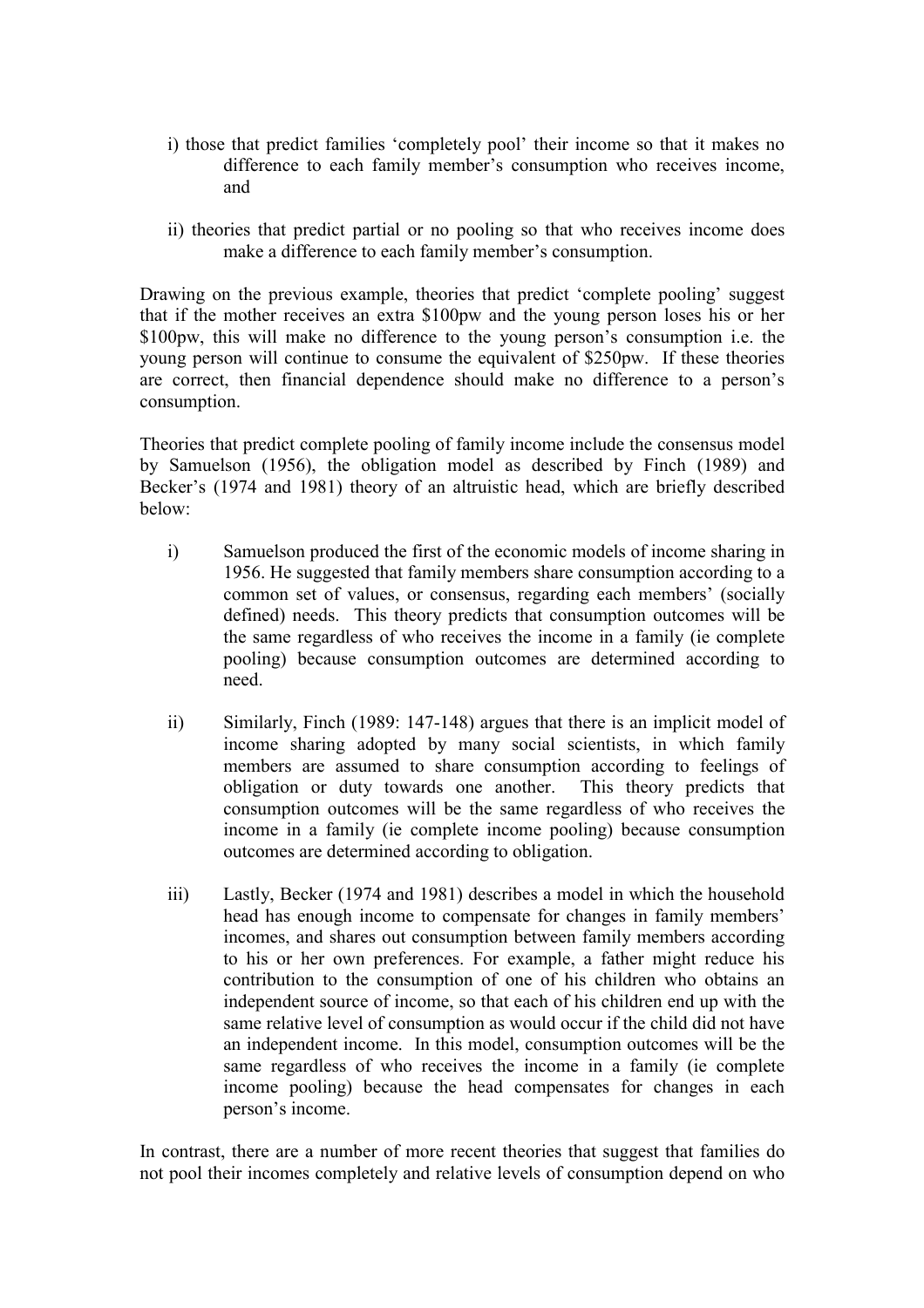i) those that predict families 'completely pool' their income so that it makes no difference to each family member's consumption who receives income, and

ii) theories that predict partial or no pooling so that who receives income does make a difference to each family member's consumption.

Drawing on the previous example, theories that predict 'complete pooling' suggest that if the mother receives an extra $100pw and the young person loses his or her $100pw, this will make no difference to the young person's consumption i.e. the young person will continue to consume the equivalent of $250pw. If these theories are correct, then financial dependence should make no difference to a person's consumption.

Theories that predict complete pooling of family income include the consensus model by Samuelson (1956), the obligation model as described by Finch (1989) and Becker's (1974 and 1981) theory of an altruistic head, which are briefly described below:

i) Samuelson produced the first of the economic models of income sharing in 1956. He suggested that family members share consumption according to a common set of values, or consensus, regarding each members' (socially defined) needs. This theory predicts that consumption outcomes will be the same regardless of who receives the income in a family (ie complete pooling) because consumption outcomes are determined according to need.

ii) Similarly, Finch (1989: 147-148) argues that there is an implicit model of income sharing adopted by many social scientists, in which family members are assumed to share consumption according to feelings of obligation or duty towards one another. This theory predicts that consumption outcomes will be the same regardless of who receives the income in a family (ie complete income pooling) because consumption outcomes are determined according to obligation.

iii) Lastly, Becker (1974 and 1981) describes a model in which the household head has enough income to compensate for changes in family members' incomes, and shares out consumption between family members according to his or her own preferences. For example, a father might reduce his contribution to the consumption of one of his children who obtains an independent source of income, so that each of his children end up with the same relative level of consumption as would occur if the child did not have an independent income. In this model, consumption outcomes will be the same regardless of who receives the income in a family (ie complete income pooling) because the head compensates for changes in each person's income.

In contrast, there are a number of more recent theories that suggest that families do not pool their incomes completely and relative levels of consumption depend on who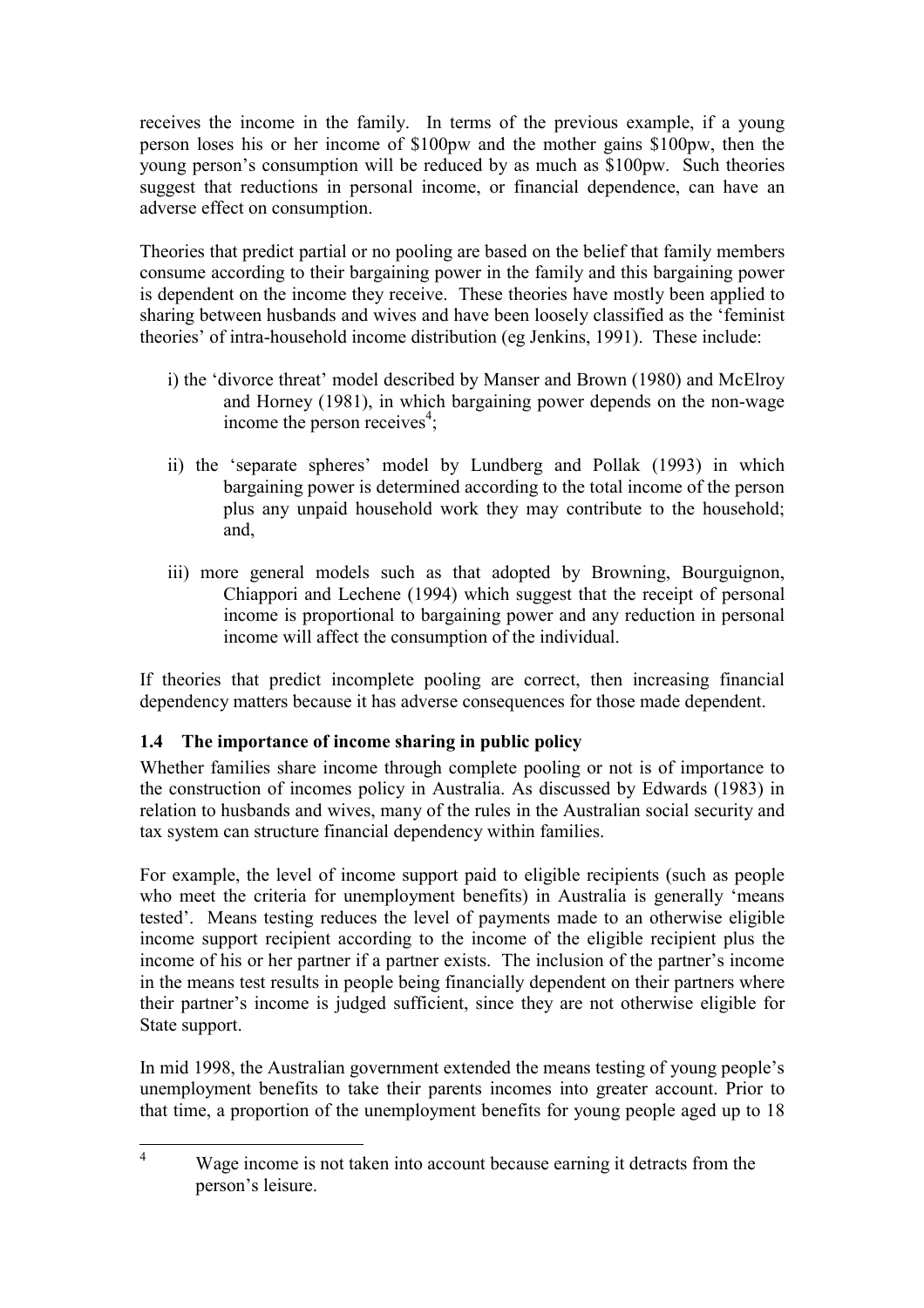receives the income in the family. In terms of the previous example, if a young person loses his or her income of $100pw and the mother gains $100pw, then the young person's consumption will be reduced by as much as $100pw. Such theories suggest that reductions in personal income, or financial dependence, can have an adverse effect on consumption.

Theories that predict partial or no pooling are based on the belief that family members consume according to their bargaining power in the family and this bargaining power is dependent on the income they receive. These theories have mostly been applied to sharing between husbands and wives and have been loosely classified as the 'feminist theories' of intra-household income distribution (eg Jenkins, 1991). These include:

i) the 'divorce threat' model described by Manser and Brown (1980) and McElroy and Horney (1981), in which bargaining power depends on the non-wage income the person receives[4];

ii) the 'separate spheres' model by Lundberg and Pollak (1993) in which bargaining power is determined according to the total income of the person plus any unpaid household work they may contribute to the household; and,

iii) more general models such as that adopted by Browning, Bourguignon, Chiappori and Lechene (1994) which suggest that the receipt of personal income is proportional to bargaining power and any reduction in personal income will affect the consumption of the individual.

If theories that predict incomplete pooling are correct, then increasing financial dependency matters because it has adverse consequences for those made dependent.

### 1.4 The importance of income sharing in public policy

Whether families share income through complete pooling or not is of importance to the construction of incomes policy in Australia. As discussed by Edwards (1983) in relation to husbands and wives, many of the rules in the Australian social security and tax system can structure financial dependency within families.

For example, the level of income support paid to eligible recipients (such as people who meet the criteria for unemployment benefits) in Australia is generally 'means tested'. Means testing reduces the level of payments made to an otherwise eligible income support recipient according to the income of the eligible recipient plus the income of his or her partner if a partner exists. The inclusion of the partner's income in the means test results in people being financially dependent on their partners where their partner's income is judged sufficient, since they are not otherwise eligible for State support.

In mid 1998, the Australian government extended the means testing of young people's unemployment benefits to take their parents incomes into greater account. Prior to that time, a proportion of the unemployment benefits for young people aged up to 18

---

[4] Wage income is not taken into account because earning it detracts from the person's leisure.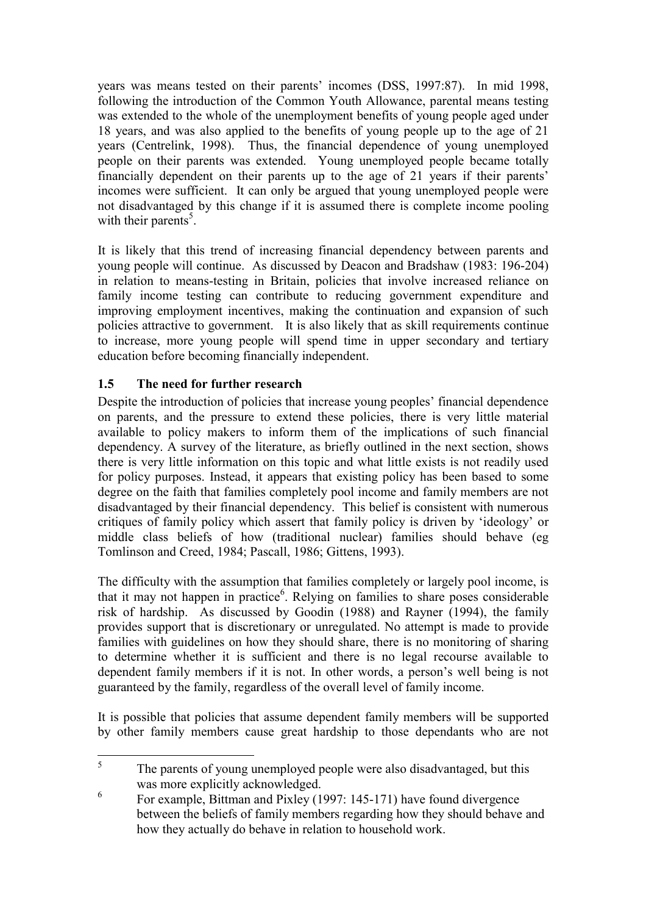years was means tested on their parents' incomes (DSS, 1997:87). In mid 1998, following the introduction of the Common Youth Allowance, parental means testing was extended to the whole of the unemployment benefits of young people aged under 18 years, and was also applied to the benefits of young people up to the age of 21 years (Centrelink, 1998). Thus, the financial dependence of young unemployed people on their parents was extended. Young unemployed people became totally financially dependent on their parents up to the age of 21 years if their parents' incomes were sufficient. It can only be argued that young unemployed people were not disadvantaged by this change if it is assumed there is complete income pooling with their parents[5].

It is likely that this trend of increasing financial dependency between parents and young people will continue. As discussed by Deacon and Bradshaw (1983: 196-204) in relation to means-testing in Britain, policies that involve increased reliance on family income testing can contribute to reducing government expenditure and improving employment incentives, making the continuation and expansion of such policies attractive to government. It is also likely that as skill requirements continue to increase, more young people will spend time in upper secondary and tertiary education before becoming financially independent.

## 1.5 The need for further research

Despite the introduction of policies that increase young peoples' financial dependence on parents, and the pressure to extend these policies, there is very little material available to policy makers to inform them of the implications of such financial dependency. A survey of the literature, as briefly outlined in the next section, shows there is very little information on this topic and what little exists is not readily used for policy purposes. Instead, it appears that existing policy has been based to some degree on the faith that families completely pool income and family members are not disadvantaged by their financial dependency. This belief is consistent with numerous critiques of family policy which assert that family policy is driven by 'ideology' or middle class beliefs of how (traditional nuclear) families should behave (eg Tomlinson and Creed, 1984; Pascall, 1986; Gittens, 1993).

The difficulty with the assumption that families completely or largely pool income, is that it may not happen in practice[6]. Relying on families to share poses considerable risk of hardship. As discussed by Goodin (1988) and Rayner (1994), the family provides support that is discretionary or unregulated. No attempt is made to provide families with guidelines on how they should share, there is no monitoring of sharing to determine whether it is sufficient and there is no legal recourse available to dependent family members if it is not. In other words, a person's well being is not guaranteed by the family, regardless of the overall level of family income.

It is possible that policies that assume dependent family members will be supported by other family members cause great hardship to those dependants who are not

---

[5] The parents of young unemployed people were also disadvantaged, but this was more explicitly acknowledged.

[6] For example, Bittman and Pixley (1997: 145-171) have found divergence between the beliefs of family members regarding how they should behave and how they actually do behave in relation to household work.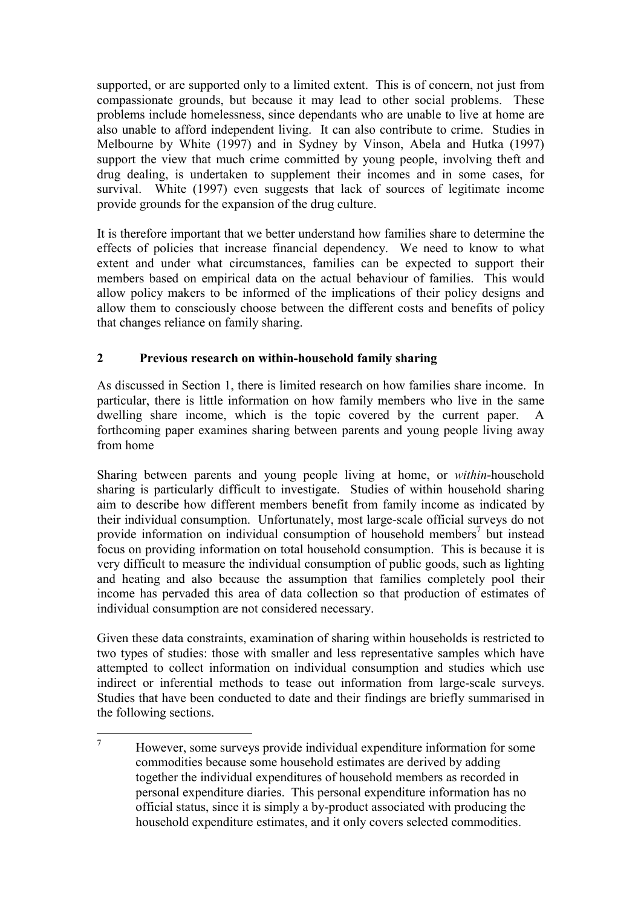supported, or are supported only to a limited extent. This is of concern, not just from compassionate grounds, but because it may lead to other social problems. These problems include homelessness, since dependants who are unable to live at home are also unable to afford independent living. It can also contribute to crime. Studies in Melbourne by White (1997) and in Sydney by Vinson, Abela and Hutka (1997) support the view that much crime committed by young people, involving theft and drug dealing, is undertaken to supplement their incomes and in some cases, for survival. White (1997) even suggests that lack of sources of legitimate income provide grounds for the expansion of the drug culture.

It is therefore important that we better understand how families share to determine the effects of policies that increase financial dependency. We need to know to what extent and under what circumstances, families can be expected to support their members based on empirical data on the actual behaviour of families. This would allow policy makers to be informed of the implications of their policy designs and allow them to consciously choose between the different costs and benefits of policy that changes reliance on family sharing.

## 2 Previous research on within-household family sharing

As discussed in Section 1, there is limited research on how families share income. In particular, there is little information on how family members who live in the same dwelling share income, which is the topic covered by the current paper. A forthcoming paper examines sharing between parents and young people living away from home

Sharing between parents and young people living at home, or *within*-household sharing is particularly difficult to investigate. Studies of within household sharing aim to describe how different members benefit from family income as indicated by their individual consumption. Unfortunately, most large-scale official surveys do not provide information on individual consumption of household members[7] but instead focus on providing information on total household consumption. This is because it is very difficult to measure the individual consumption of public goods, such as lighting and heating and also because the assumption that families completely pool their income has pervaded this area of data collection so that production of estimates of individual consumption are not considered necessary.

Given these data constraints, examination of sharing within households is restricted to two types of studies: those with smaller and less representative samples which have attempted to collect information on individual consumption and studies which use indirect or inferential methods to tease out information from large-scale surveys. Studies that have been conducted to date and their findings are briefly summarised in the following sections.

[7] However, some surveys provide individual expenditure information for some commodities because some household estimates are derived by adding together the individual expenditures of household members as recorded in personal expenditure diaries. This personal expenditure information has no official status, since it is simply a by-product associated with producing the household expenditure estimates, and it only covers selected commodities.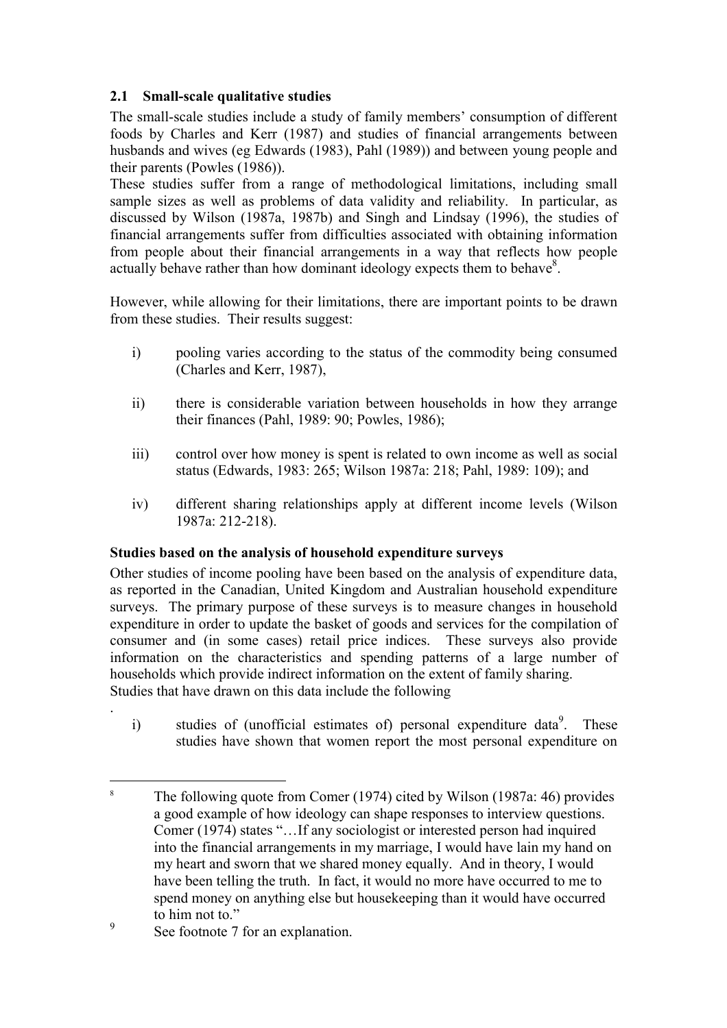## 2.1 Small-scale qualitative studies

The small-scale studies include a study of family members' consumption of different foods by Charles and Kerr (1987) and studies of financial arrangements between husbands and wives (eg Edwards (1983), Pahl (1989)) and between young people and their parents (Powles (1986)).

These studies suffer from a range of methodological limitations, including small sample sizes as well as problems of data validity and reliability. In particular, as discussed by Wilson (1987a, 1987b) and Singh and Lindsay (1996), the studies of financial arrangements suffer from difficulties associated with obtaining information from people about their financial arrangements in a way that reflects how people actually behave rather than how dominant ideology expects them to behave[8].

However, while allowing for their limitations, there are important points to be drawn from these studies. Their results suggest:

i) pooling varies according to the status of the commodity being consumed (Charles and Kerr, 1987),

ii) there is considerable variation between households in how they arrange their finances (Pahl, 1989: 90; Powles, 1986);

iii) control over how money is spent is related to own income as well as social status (Edwards, 1983: 265; Wilson 1987a: 218; Pahl, 1989: 109); and

iv) different sharing relationships apply at different income levels (Wilson 1987a: 212-218).

**Studies based on the analysis of household expenditure surveys**

Other studies of income pooling have been based on the analysis of expenditure data, as reported in the Canadian, United Kingdom and Australian household expenditure surveys. The primary purpose of these surveys is to measure changes in household expenditure in order to update the basket of goods and services for the compilation of consumer and (in some cases) retail price indices. These surveys also provide information on the characteristics and spending patterns of a large number of households which provide indirect information on the extent of family sharing.

Studies that have drawn on this data include the following

.

i) studies of (unofficial estimates of) personal expenditure data[9]. These studies have shown that women report the most personal expenditure on

---

[8] The following quote from Comer (1974) cited by Wilson (1987a: 46) provides a good example of how ideology can shape responses to interview questions. Comer (1974) states "…If any sociologist or interested person had inquired into the financial arrangements in my marriage, I would have lain my hand on my heart and sworn that we shared money equally. And in theory, I would have been telling the truth. In fact, it would no more have occurred to me to spend money on anything else but housekeeping than it would have occurred to him not to."

[9] See footnote 7 for an explanation.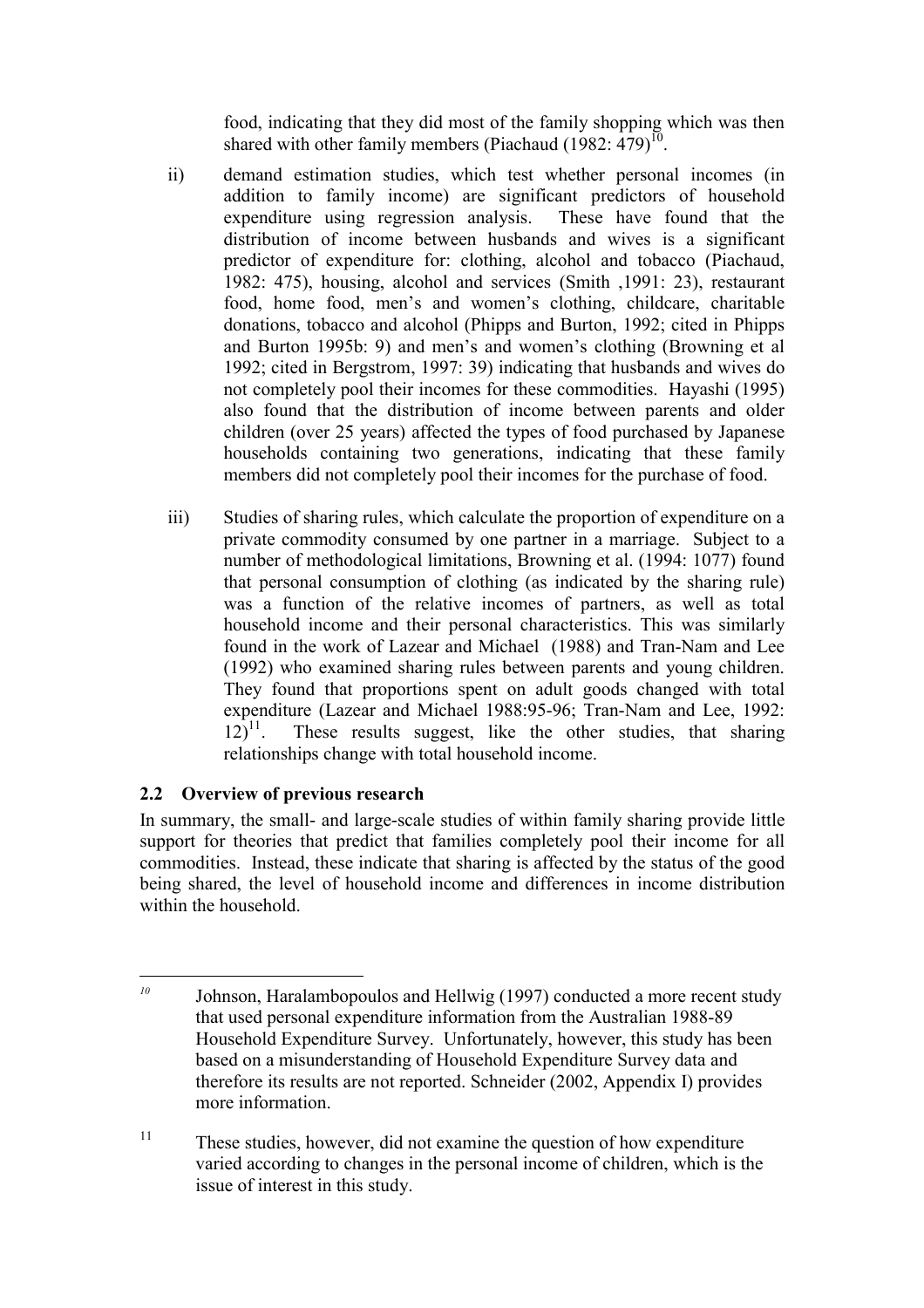food, indicating that they did most of the family shopping which was then shared with other family members (Piachaud (1982: 479)[10].

ii) demand estimation studies, which test whether personal incomes (in addition to family income) are significant predictors of household expenditure using regression analysis. These have found that the distribution of income between husbands and wives is a significant predictor of expenditure for: clothing, alcohol and tobacco (Piachaud, 1982: 475), housing, alcohol and services (Smith ,1991: 23), restaurant food, home food, men's and women's clothing, childcare, charitable donations, tobacco and alcohol (Phipps and Burton, 1992; cited in Phipps and Burton 1995b: 9) and men's and women's clothing (Browning et al 1992; cited in Bergstrom, 1997: 39) indicating that husbands and wives do not completely pool their incomes for these commodities. Hayashi (1995) also found that the distribution of income between parents and older children (over 25 years) affected the types of food purchased by Japanese households containing two generations, indicating that these family members did not completely pool their incomes for the purchase of food.

iii) Studies of sharing rules, which calculate the proportion of expenditure on a private commodity consumed by one partner in a marriage. Subject to a number of methodological limitations, Browning et al. (1994: 1077) found that personal consumption of clothing (as indicated by the sharing rule) was a function of the relative incomes of partners, as well as total household income and their personal characteristics. This was similarly found in the work of Lazear and Michael (1988) and Tran-Nam and Lee (1992) who examined sharing rules between parents and young children. They found that proportions spent on adult goods changed with total expenditure (Lazear and Michael 1988:95-96; Tran-Nam and Lee, 1992: 12)[11]. These results suggest, like the other studies, that sharing relationships change with total household income.

## 2.2 Overview of previous research

In summary, the small- and large-scale studies of within family sharing provide little support for theories that predict that families completely pool their income for all commodities. Instead, these indicate that sharing is affected by the status of the good being shared, the level of household income and differences in income distribution within the household.

---

[10] Johnson, Haralambopoulos and Hellwig (1997) conducted a more recent study that used personal expenditure information from the Australian 1988-89 Household Expenditure Survey. Unfortunately, however, this study has been based on a misunderstanding of Household Expenditure Survey data and therefore its results are not reported. Schneider (2002, Appendix I) provides more information.

[11] These studies, however, did not examine the question of how expenditure varied according to changes in the personal income of children, which is the issue of interest in this study.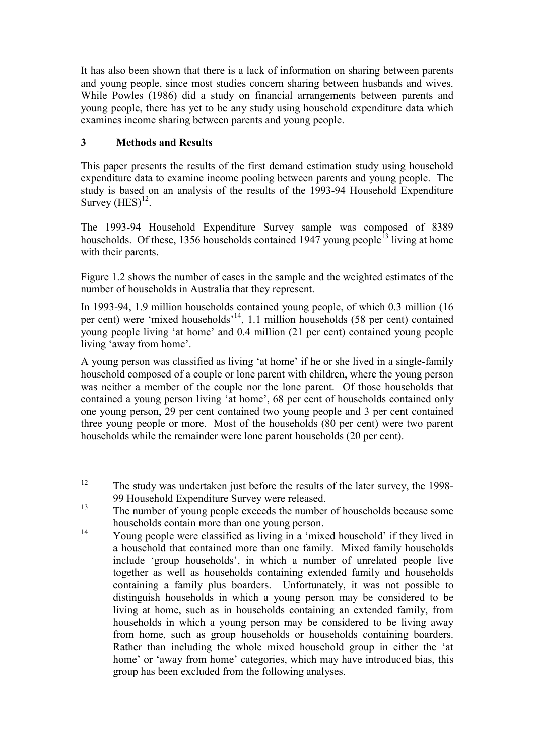It has also been shown that there is a lack of information on sharing between parents and young people, since most studies concern sharing between husbands and wives. While Powles (1986) did a study on financial arrangements between parents and young people, there has yet to be any study using household expenditure data which examines income sharing between parents and young people.

## 3 Methods and Results

This paper presents the results of the first demand estimation study using household expenditure data to examine income pooling between parents and young people. The study is based on an analysis of the results of the 1993-94 Household Expenditure Survey (HES)[12].

The 1993-94 Household Expenditure Survey sample was composed of 8389 households. Of these, 1356 households contained 1947 young people[13] living at home with their parents.

Figure 1.2 shows the number of cases in the sample and the weighted estimates of the number of households in Australia that they represent.

In 1993-94, 1.9 million households contained young people, of which 0.3 million (16 per cent) were 'mixed households'[14], 1.1 million households (58 per cent) contained young people living 'at home' and 0.4 million (21 per cent) contained young people living 'away from home'.

A young person was classified as living 'at home' if he or she lived in a single-family household composed of a couple or lone parent with children, where the young person was neither a member of the couple nor the lone parent. Of those households that contained a young person living 'at home', 68 per cent of households contained only one young person, 29 per cent contained two young people and 3 per cent contained three young people or more. Most of the households (80 per cent) were two parent households while the remainder were lone parent households (20 per cent).

---

[12] The study was undertaken just before the results of the later survey, the 1998-99 Household Expenditure Survey were released.

[13] The number of young people exceeds the number of households because some households contain more than one young person.

[14] Young people were classified as living in a 'mixed household' if they lived in a household that contained more than one family. Mixed family households include 'group households', in which a number of unrelated people live together as well as households containing extended family and households containing a family plus boarders. Unfortunately, it was not possible to distinguish households in which a young person may be considered to be living at home, such as in households containing an extended family, from households in which a young person may be considered to be living away from home, such as group households or households containing boarders. Rather than including the whole mixed household group in either the 'at home' or 'away from home' categories, which may have introduced bias, this group has been excluded from the following analyses.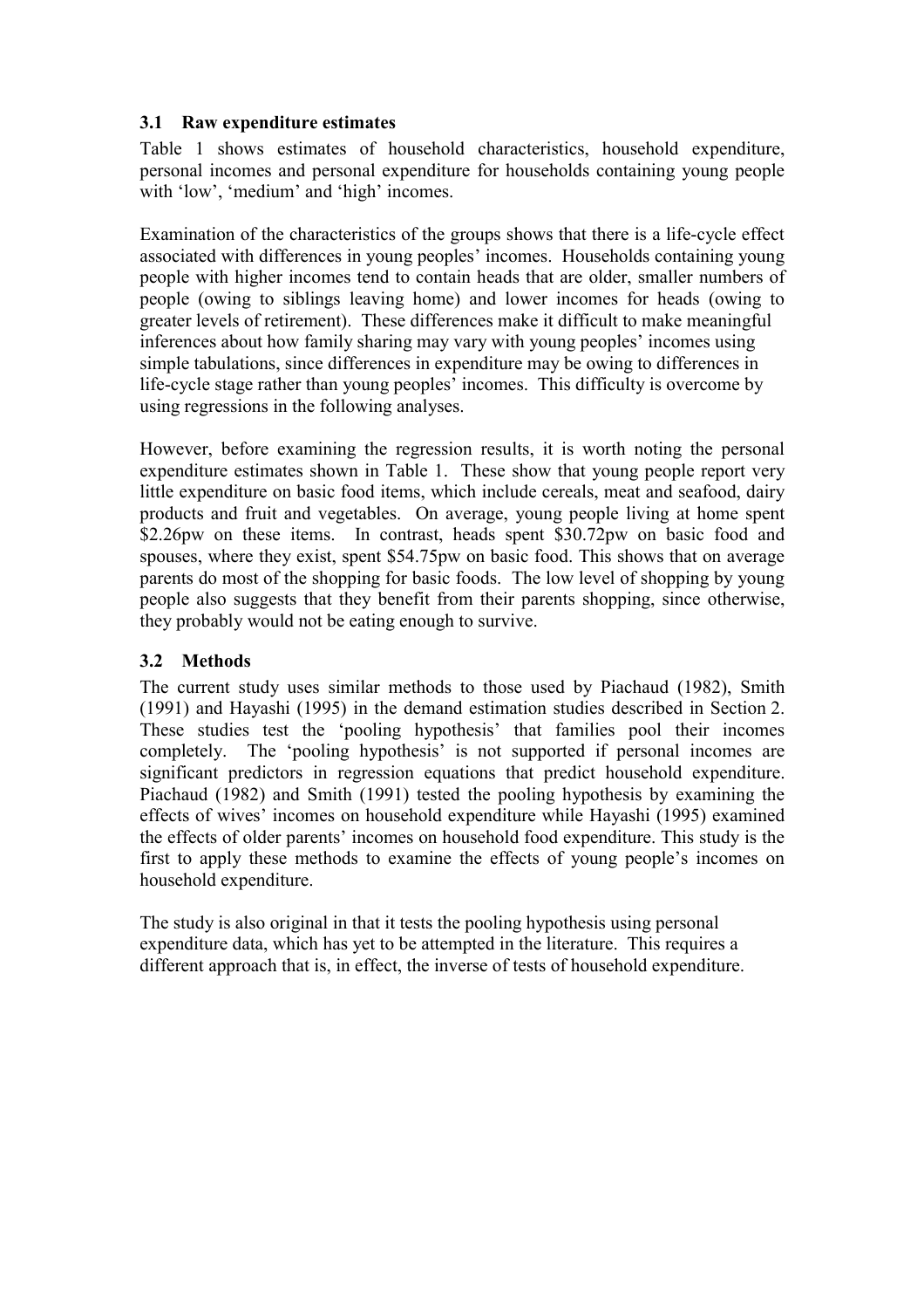### 3.1 Raw expenditure estimates

Table 1 shows estimates of household characteristics, household expenditure, personal incomes and personal expenditure for households containing young people with 'low', 'medium' and 'high' incomes.

Examination of the characteristics of the groups shows that there is a life-cycle effect associated with differences in young peoples' incomes. Households containing young people with higher incomes tend to contain heads that are older, smaller numbers of people (owing to siblings leaving home) and lower incomes for heads (owing to greater levels of retirement). These differences make it difficult to make meaningful inferences about how family sharing may vary with young peoples' incomes using simple tabulations, since differences in expenditure may be owing to differences in life-cycle stage rather than young peoples' incomes. This difficulty is overcome by using regressions in the following analyses.

However, before examining the regression results, it is worth noting the personal expenditure estimates shown in Table 1. These show that young people report very little expenditure on basic food items, which include cereals, meat and seafood, dairy products and fruit and vegetables. On average, young people living at home spent \$2.26pw on these items. In contrast, heads spent \$30.72pw on basic food and spouses, where they exist, spent \$54.75pw on basic food. This shows that on average parents do most of the shopping for basic foods. The low level of shopping by young people also suggests that they benefit from their parents shopping, since otherwise, they probably would not be eating enough to survive.

### 3.2 Methods

The current study uses similar methods to those used by Piachaud (1982), Smith (1991) and Hayashi (1995) in the demand estimation studies described in Section 2. These studies test the 'pooling hypothesis' that families pool their incomes completely. The 'pooling hypothesis' is not supported if personal incomes are significant predictors in regression equations that predict household expenditure. Piachaud (1982) and Smith (1991) tested the pooling hypothesis by examining the effects of wives' incomes on household expenditure while Hayashi (1995) examined the effects of older parents' incomes on household food expenditure. This study is the first to apply these methods to examine the effects of young people's incomes on household expenditure.

The study is also original in that it tests the pooling hypothesis using personal expenditure data, which has yet to be attempted in the literature. This requires a different approach that is, in effect, the inverse of tests of household expenditure.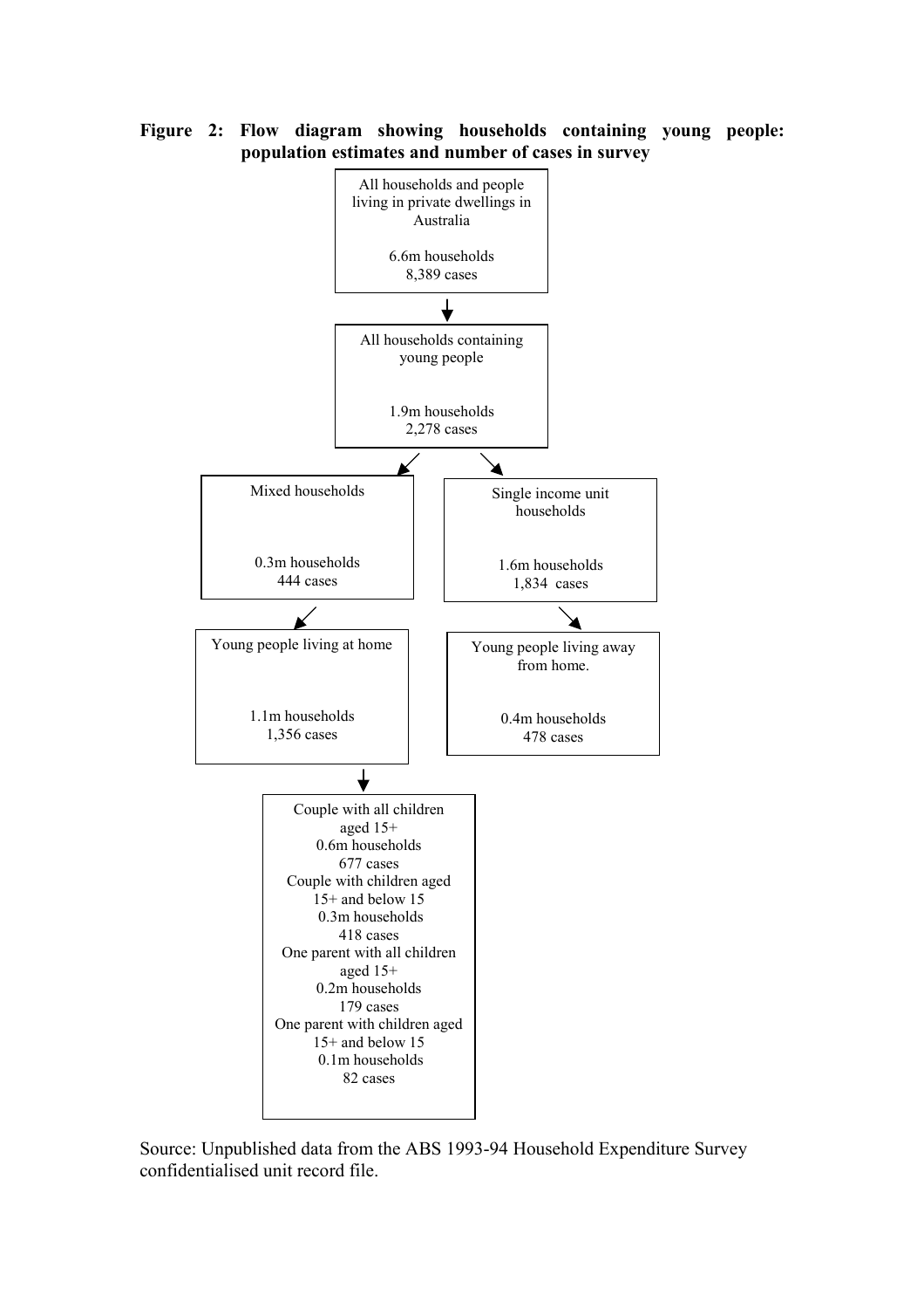**Figure 2: Flow diagram showing households containing young people: population estimates and number of cases in survey**

All households and people living in private dwellings in Australia

6.6m households
8,389 cases

↓

All households containing young people

1.9m households
2,278 cases

↙ ↘

Mixed households

0.3m households
444 cases

Single income unit households

1.6m households
1,834 cases

↙ ↘

Young people living at home

1.1m households
1,356 cases

Young people living away from home.

0.4m households
478 cases

↓

Couple with all children aged 15+
0.6m households
677 cases

Couple with children aged 15+ and below 15
0.3m households
418 cases

One parent with all children aged 15+
0.2m households
179 cases

One parent with children aged 15+ and below 15
0.1m households
82 cases

Source: Unpublished data from the ABS 1993-94 Household Expenditure Survey confidentialised unit record file.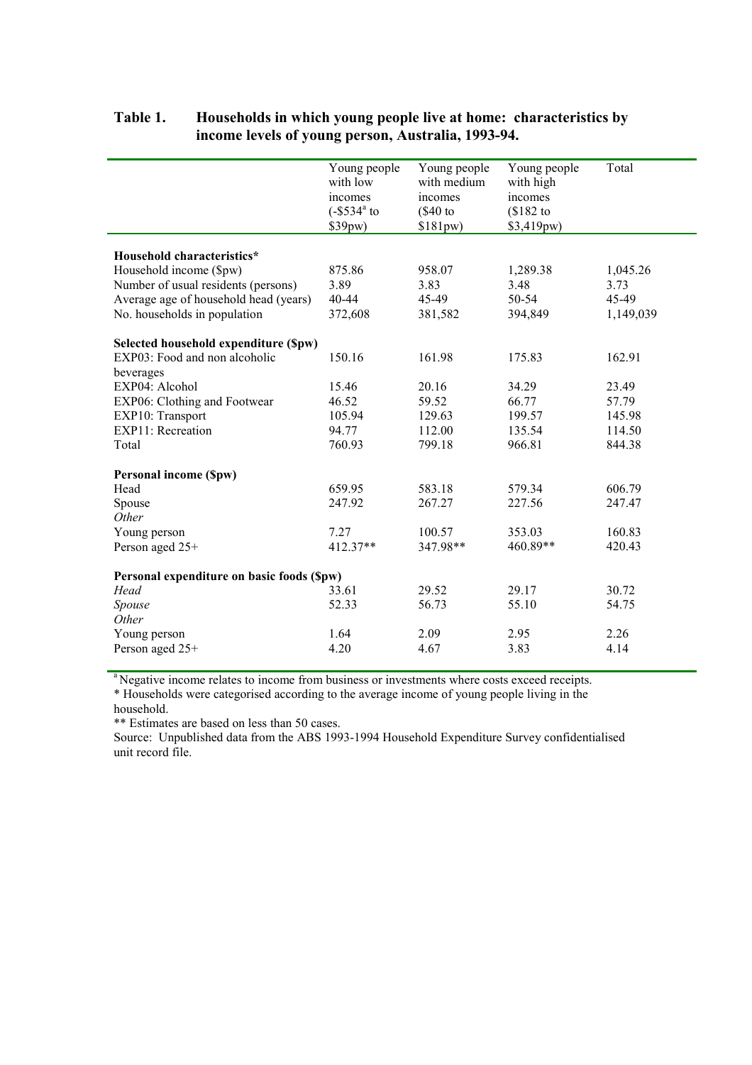**Table 1. Households in which young people live at home: characteristics by income levels of young person, Australia, 1993-94.**

| | Young people with low incomes (-$534[a] to $39pw) | Young people with medium incomes ($40 to $181pw) | Young people with high incomes ($182 to $3,419pw) | Total |
|---|---|---|---|---|
| **Household characteristics*** | | | | |
| Household income ($pw) | 875.86 | 958.07 | 1,289.38 | 1,045.26 |
| Number of usual residents (persons) | 3.89 | 3.83 | 3.48 | 3.73 |
| Average age of household head (years) | 40-44 | 45-49 | 50-54 | 45-49 |
| No. households in population | 372,608 | 381,582 | 394,849 | 1,149,039 |
| **Selected household expenditure ($pw)** | | | | |
| EXP03: Food and non alcoholic beverages | 150.16 | 161.98 | 175.83 | 162.91 |
| EXP04: Alcohol | 15.46 | 20.16 | 34.29 | 23.49 |
| EXP06: Clothing and Footwear | 46.52 | 59.52 | 66.77 | 57.79 |
| EXP10: Transport | 105.94 | 129.63 | 199.57 | 145.98 |
| EXP11: Recreation | 94.77 | 112.00 | 135.54 | 114.50 |
| Total | 760.93 | 799.18 | 966.81 | 844.38 |
| **Personal income ($pw)** | | | | |
| Head | 659.95 | 583.18 | 579.34 | 606.79 |
| Spouse | 247.92 | 267.27 | 227.56 | 247.47 |
| *Other* | | | | |
| Young person | 7.27 | 100.57 | 353.03 | 160.83 |
| Person aged 25+ | 412.37** | 347.98** | 460.89** | 420.43 |
| **Personal expenditure on basic foods ($pw)** | | | | |
| *Head* | 33.61 | 29.52 | 29.17 | 30.72 |
| *Spouse* | 52.33 | 56.73 | 55.10 | 54.75 |
| *Other* | | | | |
| Young person | 1.64 | 2.09 | 2.95 | 2.26 |
| Person aged 25+ | 4.20 | 4.67 | 3.83 | 4.14 |

[a] Negative income relates to income from business or investments where costs exceed receipts.

* Households were categorised according to the average income of young people living in the household.

** Estimates are based on less than 50 cases.

Source: Unpublished data from the ABS 1993-1994 Household Expenditure Survey confidentialised unit record file.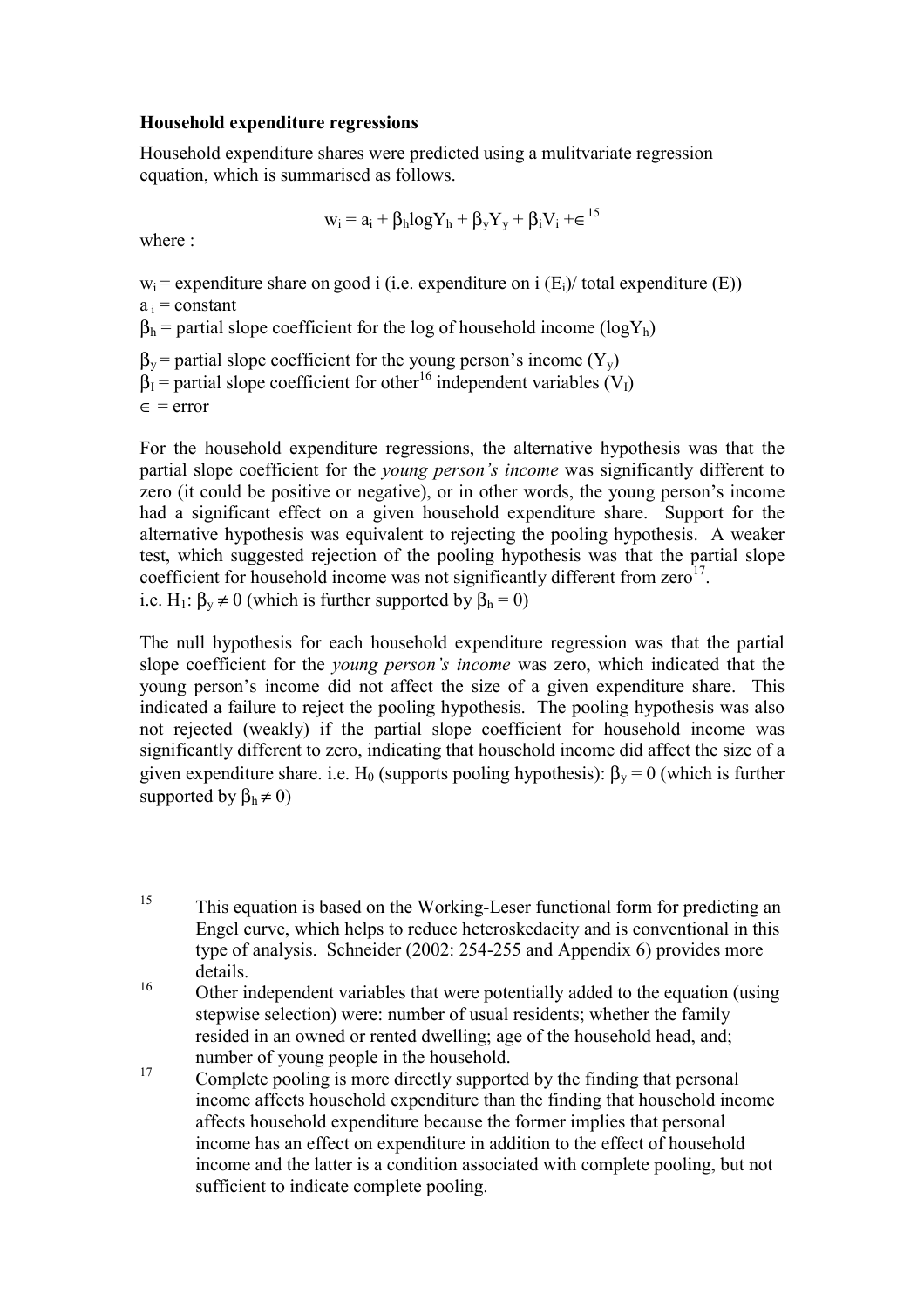**Household expenditure regressions**

Household expenditure shares were predicted using a mulitvariate regression equation, which is summarised as follows.

$$w_i = a_i + \beta_h \log Y_h + \beta_y Y_y + \beta_i V_i + \in$$ [15]

where :

$w_i$ = expenditure share on good i (i.e. expenditure on i ($E_i$)/ total expenditure (E))
$a_i$ = constant
$\beta_h$ = partial slope coefficient for the log of household income ($\log Y_h$)

$\beta_y$ = partial slope coefficient for the young person's income ($Y_y$)
$\beta_I$ = partial slope coefficient for other[16] independent variables ($V_I$)
$\in$ = error

For the household expenditure regressions, the alternative hypothesis was that the partial slope coefficient for the *young person's income* was significantly different to zero (it could be positive or negative), or in other words, the young person's income had a significant effect on a given household expenditure share. Support for the alternative hypothesis was equivalent to rejecting the pooling hypothesis. A weaker test, which suggested rejection of the pooling hypothesis was that the partial slope coefficient for household income was not significantly different from zero[17].
i.e. $H_1$: $\beta_y \neq 0$ (which is further supported by $\beta_h = 0$)

The null hypothesis for each household expenditure regression was that the partial slope coefficient for the *young person's income* was zero, which indicated that the young person's income did not affect the size of a given expenditure share. This indicated a failure to reject the pooling hypothesis. The pooling hypothesis was also not rejected (weakly) if the partial slope coefficient for household income was significantly different to zero, indicating that household income did affect the size of a given expenditure share. i.e. $H_0$ (supports pooling hypothesis): $\beta_y = 0$ (which is further supported by $\beta_h \neq 0$)

---

[15] This equation is based on the Working-Leser functional form for predicting an Engel curve, which helps to reduce heteroskedacity and is conventional in this type of analysis. Schneider (2002: 254-255 and Appendix 6) provides more details.

[16] Other independent variables that were potentially added to the equation (using stepwise selection) were: number of usual residents; whether the family resided in an owned or rented dwelling; age of the household head, and; number of young people in the household.

[17] Complete pooling is more directly supported by the finding that personal income affects household expenditure than the finding that household income affects household expenditure because the former implies that personal income has an effect on expenditure in addition to the effect of household income and the latter is a condition associated with complete pooling, but not sufficient to indicate complete pooling.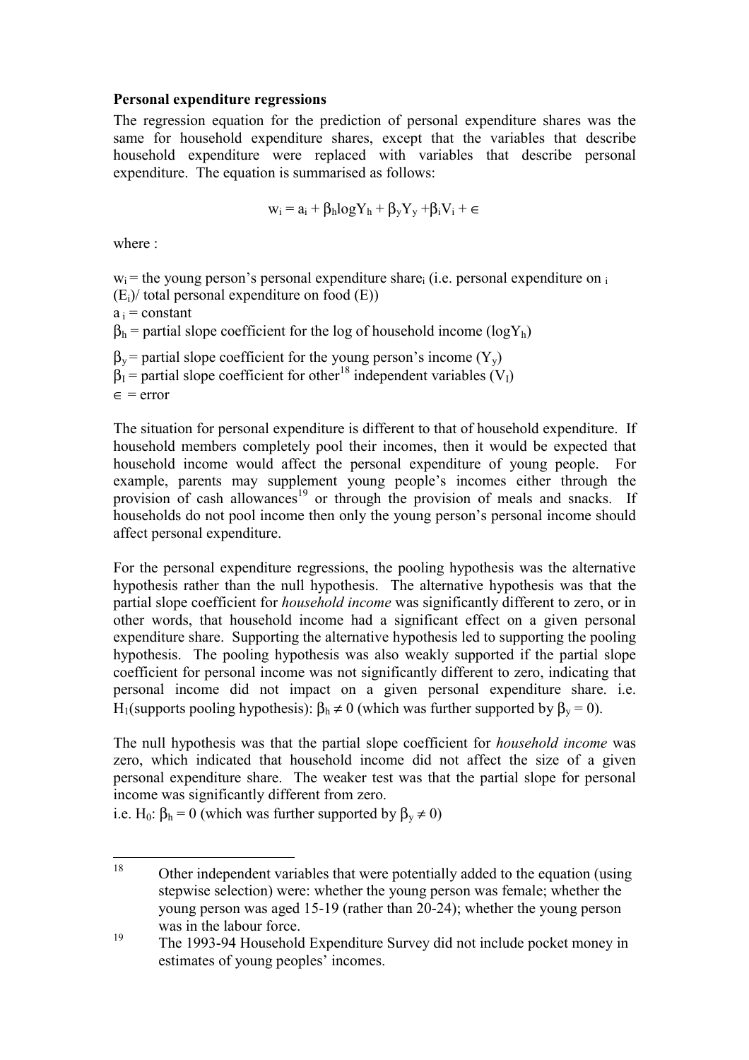**Personal expenditure regressions**

The regression equation for the prediction of personal expenditure shares was the same for household expenditure shares, except that the variables that describe household expenditure were replaced with variables that describe personal expenditure. The equation is summarised as follows:

$$w_i = a_i + \beta_h \log Y_h + \beta_y Y_y + \beta_i V_i + \in$$

where :

$w_i$ = the young person's personal expenditure share$_i$ (i.e. personal expenditure on $_i$ ($E_i$)/ total personal expenditure on food (E))

$a_i$ = constant

$\beta_h$ = partial slope coefficient for the log of household income ($\log Y_h$)

$\beta_y$ = partial slope coefficient for the young person's income ($Y_y$)

$\beta_I$ = partial slope coefficient for other[18] independent variables ($V_I$)

$\in$ = error

The situation for personal expenditure is different to that of household expenditure. If household members completely pool their incomes, then it would be expected that household income would affect the personal expenditure of young people. For example, parents may supplement young people's incomes either through the provision of cash allowances[19] or through the provision of meals and snacks. If households do not pool income then only the young person's personal income should affect personal expenditure.

For the personal expenditure regressions, the pooling hypothesis was the alternative hypothesis rather than the null hypothesis. The alternative hypothesis was that the partial slope coefficient for *household income* was significantly different to zero, or in other words, that household income had a significant effect on a given personal expenditure share. Supporting the alternative hypothesis led to supporting the pooling hypothesis. The pooling hypothesis was also weakly supported if the partial slope coefficient for personal income was not significantly different to zero, indicating that personal income did not impact on a given personal expenditure share. i.e. $H_1$(supports pooling hypothesis): $\beta_h \neq 0$ (which was further supported by $\beta_y = 0$).

The null hypothesis was that the partial slope coefficient for *household income* was zero, which indicated that household income did not affect the size of a given personal expenditure share. The weaker test was that the partial slope for personal income was significantly different from zero.

i.e. $H_0$: $\beta_h = 0$ (which was further supported by $\beta_y \neq 0$)

---

[18] Other independent variables that were potentially added to the equation (using stepwise selection) were: whether the young person was female; whether the young person was aged 15-19 (rather than 20-24); whether the young person was in the labour force.

[19] The 1993-94 Household Expenditure Survey did not include pocket money in estimates of young peoples' incomes.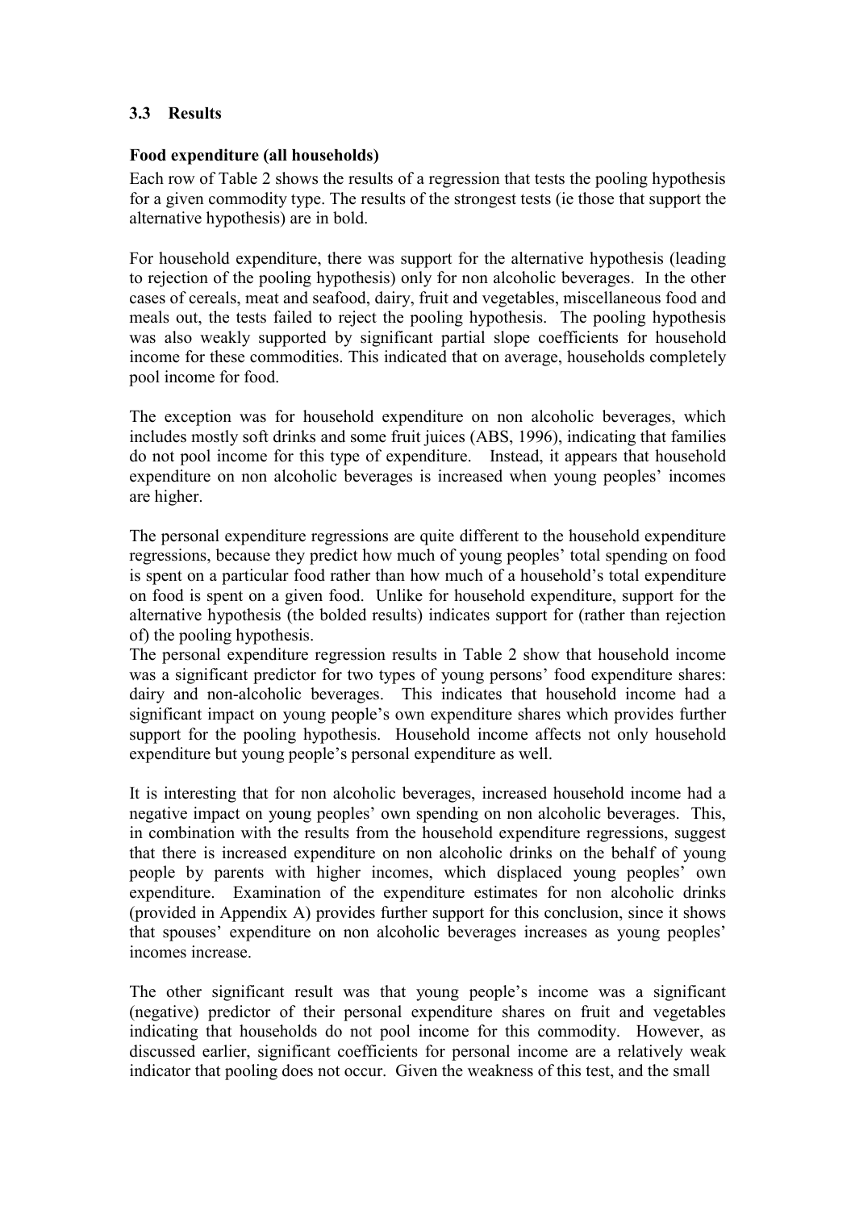### 3.3 Results

**Food expenditure (all households)**

Each row of Table 2 shows the results of a regression that tests the pooling hypothesis for a given commodity type. The results of the strongest tests (ie those that support the alternative hypothesis) are in bold.

For household expenditure, there was support for the alternative hypothesis (leading to rejection of the pooling hypothesis) only for non alcoholic beverages. In the other cases of cereals, meat and seafood, dairy, fruit and vegetables, miscellaneous food and meals out, the tests failed to reject the pooling hypothesis. The pooling hypothesis was also weakly supported by significant partial slope coefficients for household income for these commodities. This indicated that on average, households completely pool income for food.

The exception was for household expenditure on non alcoholic beverages, which includes mostly soft drinks and some fruit juices (ABS, 1996), indicating that families do not pool income for this type of expenditure. Instead, it appears that household expenditure on non alcoholic beverages is increased when young peoples' incomes are higher.

The personal expenditure regressions are quite different to the household expenditure regressions, because they predict how much of young peoples' total spending on food is spent on a particular food rather than how much of a household's total expenditure on food is spent on a given food. Unlike for household expenditure, support for the alternative hypothesis (the bolded results) indicates support for (rather than rejection of) the pooling hypothesis.

The personal expenditure regression results in Table 2 show that household income was a significant predictor for two types of young persons' food expenditure shares: dairy and non-alcoholic beverages. This indicates that household income had a significant impact on young people's own expenditure shares which provides further support for the pooling hypothesis. Household income affects not only household expenditure but young people's personal expenditure as well.

It is interesting that for non alcoholic beverages, increased household income had a negative impact on young peoples' own spending on non alcoholic beverages. This, in combination with the results from the household expenditure regressions, suggest that there is increased expenditure on non alcoholic drinks on the behalf of young people by parents with higher incomes, which displaced young peoples' own expenditure. Examination of the expenditure estimates for non alcoholic drinks (provided in Appendix A) provides further support for this conclusion, since it shows that spouses' expenditure on non alcoholic beverages increases as young peoples' incomes increase.

The other significant result was that young people's income was a significant (negative) predictor of their personal expenditure shares on fruit and vegetables indicating that households do not pool income for this commodity. However, as discussed earlier, significant coefficients for personal income are a relatively weak indicator that pooling does not occur. Given the weakness of this test, and the small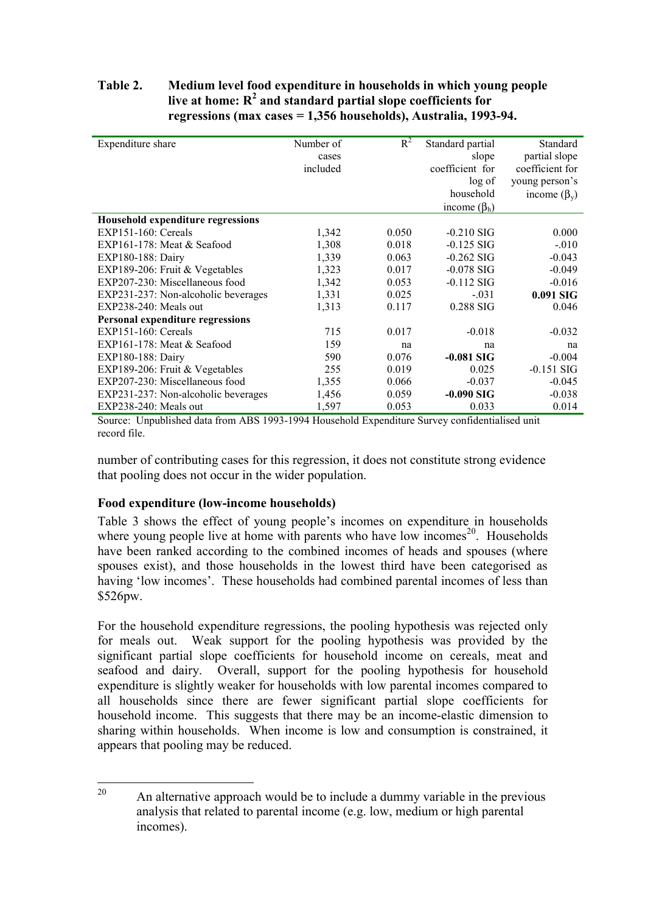**Table 2. Medium level food expenditure in households in which young people live at home: $R^2$ and standard partial slope coefficients for regressions (max cases = 1,356 households), Australia, 1993-94.**

| Expenditure share | Number of cases included | $R^2$ | Standard partial slope coefficient for log of household income ($\beta_h$) | Standard partial slope coefficient for young person's income ($\beta_y$) |
|---|---|---|---|---|
| **Household expenditure regressions** | | | | |
| EXP151-160: Cereals | 1,342 | 0.050 | -0.210 SIG | 0.000 |
| EXP161-178: Meat & Seafood | 1,308 | 0.018 | -0.125 SIG | -.010 |
| EXP180-188: Dairy | 1,339 | 0.063 | -0.262 SIG | -0.043 |
| EXP189-206: Fruit & Vegetables | 1,323 | 0.017 | -0.078 SIG | -0.049 |
| EXP207-230: Miscellaneous food | 1,342 | 0.053 | -0.112 SIG | -0.016 |
| EXP231-237: Non-alcoholic beverages | 1,331 | 0.025 | -.031 | **0.091 SIG** |
| EXP238-240: Meals out | 1,313 | 0.117 | 0.288 SIG | 0.046 |
| **Personal expenditure regressions** | | | | |
| EXP151-160: Cereals | 715 | 0.017 | -0.018 | -0.032 |
| EXP161-178: Meat & Seafood | 159 | na | na | na |
| EXP180-188: Dairy | 590 | 0.076 | **-0.081 SIG** | -0.004 |
| EXP189-206: Fruit & Vegetables | 255 | 0.019 | 0.025 | -0.151 SIG |
| EXP207-230: Miscellaneous food | 1,355 | 0.066 | -0.037 | -0.045 |
| EXP231-237: Non-alcoholic beverages | 1,456 | 0.059 | **-0.090 SIG** | -0.038 |
| EXP238-240: Meals out | 1,597 | 0.053 | 0.033 | 0.014 |

Source: Unpublished data from ABS 1993-1994 Household Expenditure Survey confidentialised unit record file.

number of contributing cases for this regression, it does not constitute strong evidence that pooling does not occur in the wider population.

### Food expenditure (low-income households)

Table 3 shows the effect of young people's incomes on expenditure in households where young people live at home with parents who have low incomes[20]. Households have been ranked according to the combined incomes of heads and spouses (where spouses exist), and those households in the lowest third have been categorised as having 'low incomes'. These households had combined parental incomes of less than \$526pw.

For the household expenditure regressions, the pooling hypothesis was rejected only for meals out. Weak support for the pooling hypothesis was provided by the significant partial slope coefficients for household income on cereals, meat and seafood and dairy. Overall, support for the pooling hypothesis for household expenditure is slightly weaker for households with low parental incomes compared to all households since there are fewer significant partial slope coefficients for household income. This suggests that there may be an income-elastic dimension to sharing within households. When income is low and consumption is constrained, it appears that pooling may be reduced.

[20] An alternative approach would be to include a dummy variable in the previous analysis that related to parental income (e.g. low, medium or high parental incomes).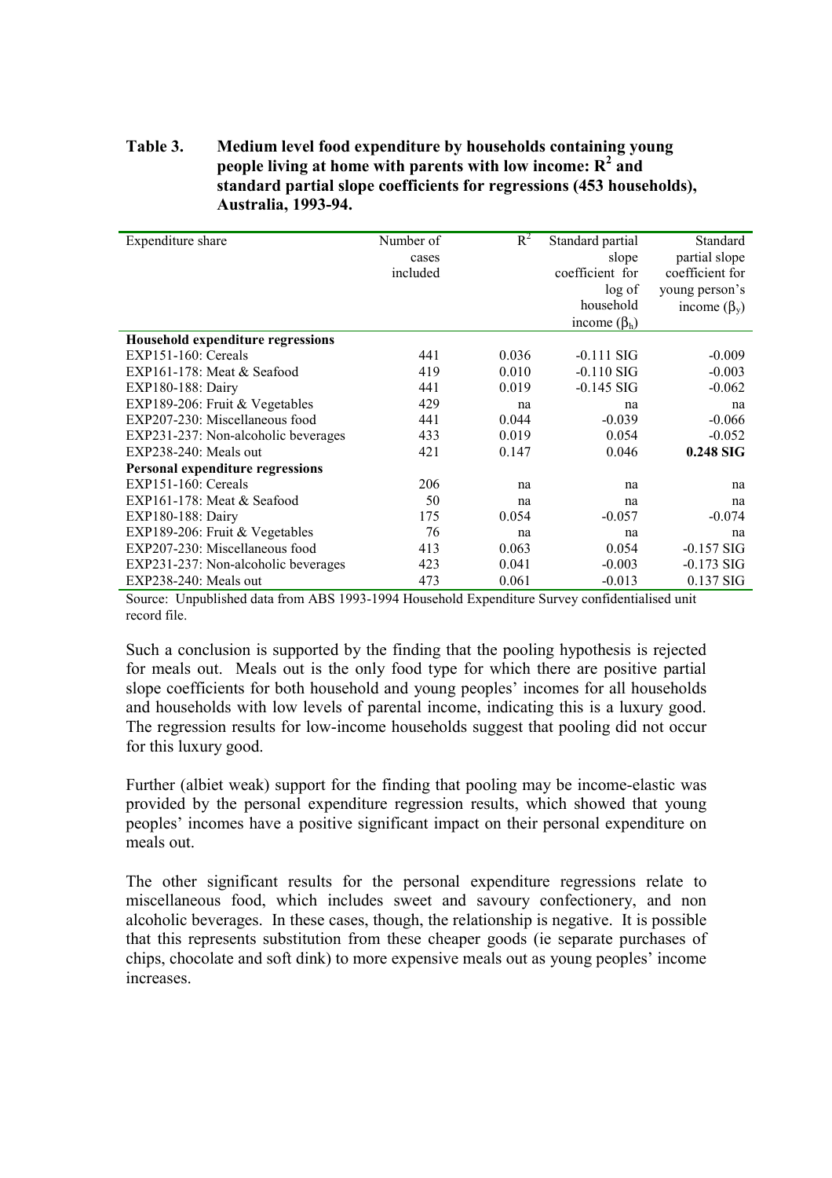**Table 3. Medium level food expenditure by households containing young people living at home with parents with low income: $R^2$ and standard partial slope coefficients for regressions (453 households), Australia, 1993-94.**

| Expenditure share | Number of cases included | $R^2$ | Standard partial slope coefficient for log of household income ($\beta_h$) | Standard partial slope coefficient for young person's income ($\beta_y$) |
|---|---|---|---|---|
| **Household expenditure regressions** | | | | |
| EXP151-160: Cereals | 441 | 0.036 | -0.111 SIG | -0.009 |
| EXP161-178: Meat & Seafood | 419 | 0.010 | -0.110 SIG | -0.003 |
| EXP180-188: Dairy | 441 | 0.019 | -0.145 SIG | -0.062 |
| EXP189-206: Fruit & Vegetables | 429 | na | na | na |
| EXP207-230: Miscellaneous food | 441 | 0.044 | -0.039 | -0.066 |
| EXP231-237: Non-alcoholic beverages | 433 | 0.019 | 0.054 | -0.052 |
| EXP238-240: Meals out | 421 | 0.147 | 0.046 | **0.248 SIG** |
| **Personal expenditure regressions** | | | | |
| EXP151-160: Cereals | 206 | na | na | na |
| EXP161-178: Meat & Seafood | 50 | na | na | na |
| EXP180-188: Dairy | 175 | 0.054 | -0.057 | -0.074 |
| EXP189-206: Fruit & Vegetables | 76 | na | na | na |
| EXP207-230: Miscellaneous food | 413 | 0.063 | 0.054 | -0.157 SIG |
| EXP231-237: Non-alcoholic beverages | 423 | 0.041 | -0.003 | -0.173 SIG |
| EXP238-240: Meals out | 473 | 0.061 | -0.013 | 0.137 SIG |

Source: Unpublished data from ABS 1993-1994 Household Expenditure Survey confidentialised unit record file.

Such a conclusion is supported by the finding that the pooling hypothesis is rejected for meals out. Meals out is the only food type for which there are positive partial slope coefficients for both household and young peoples' incomes for all households and households with low levels of parental income, indicating this is a luxury good. The regression results for low-income households suggest that pooling did not occur for this luxury good.

Further (albiet weak) support for the finding that pooling may be income-elastic was provided by the personal expenditure regression results, which showed that young peoples' incomes have a positive significant impact on their personal expenditure on meals out.

The other significant results for the personal expenditure regressions relate to miscellaneous food, which includes sweet and savoury confectionery, and non alcoholic beverages. In these cases, though, the relationship is negative. It is possible that this represents substitution from these cheaper goods (ie separate purchases of chips, chocolate and soft dink) to more expensive meals out as young peoples' income increases.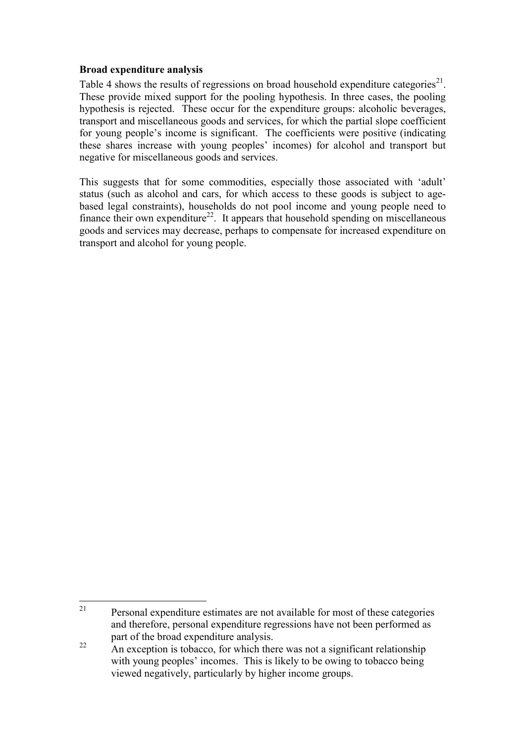**Broad expenditure analysis**

Table 4 shows the results of regressions on broad household expenditure categories[21]. These provide mixed support for the pooling hypothesis. In three cases, the pooling hypothesis is rejected. These occur for the expenditure groups: alcoholic beverages, transport and miscellaneous goods and services, for which the partial slope coefficient for young people's income is significant. The coefficients were positive (indicating these shares increase with young peoples' incomes) for alcohol and transport but negative for miscellaneous goods and services.

This suggests that for some commodities, especially those associated with 'adult' status (such as alcohol and cars, for which access to these goods is subject to age-based legal constraints), households do not pool income and young people need to finance their own expenditure[22]. It appears that household spending on miscellaneous goods and services may decrease, perhaps to compensate for increased expenditure on transport and alcohol for young people.

---

[21] Personal expenditure estimates are not available for most of these categories and therefore, personal expenditure regressions have not been performed as part of the broad expenditure analysis.

[22] An exception is tobacco, for which there was not a significant relationship with young peoples' incomes. This is likely to be owing to tobacco being viewed negatively, particularly by higher income groups.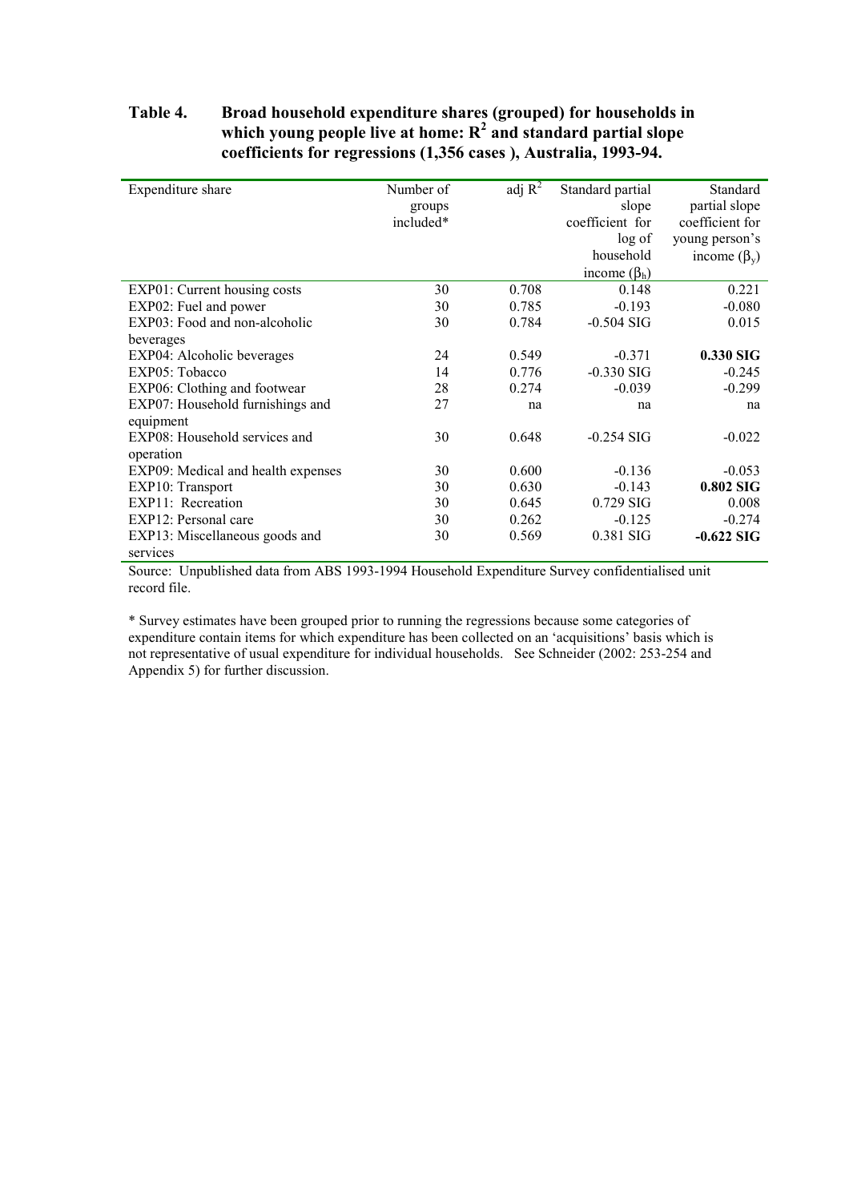**Table 4. Broad household expenditure shares (grouped) for households in which young people live at home: $R^2$ and standard partial slope coefficients for regressions (1,356 cases ), Australia, 1993-94.**

| Expenditure share | Number of groups included* | adj $R^2$ | Standard partial slope coefficient for log of household income ($\beta_h$) | Standard partial slope coefficient for young person's income ($\beta_y$) |
|---|---|---|---|---|
| EXP01: Current housing costs | 30 | 0.708 | 0.148 | 0.221 |
| EXP02: Fuel and power | 30 | 0.785 | -0.193 | -0.080 |
| EXP03: Food and non-alcoholic beverages | 30 | 0.784 | -0.504 SIG | 0.015 |
| EXP04: Alcoholic beverages | 24 | 0.549 | -0.371 | **0.330 SIG** |
| EXP05: Tobacco | 14 | 0.776 | -0.330 SIG | -0.245 |
| EXP06: Clothing and footwear | 28 | 0.274 | -0.039 | -0.299 |
| EXP07: Household furnishings and equipment | 27 | na | na | na |
| EXP08: Household services and operation | 30 | 0.648 | -0.254 SIG | -0.022 |
| EXP09: Medical and health expenses | 30 | 0.600 | -0.136 | -0.053 |
| EXP10: Transport | 30 | 0.630 | -0.143 | **0.802 SIG** |
| EXP11: Recreation | 30 | 0.645 | 0.729 SIG | 0.008 |
| EXP12: Personal care | 30 | 0.262 | -0.125 | -0.274 |
| EXP13: Miscellaneous goods and services | 30 | 0.569 | 0.381 SIG | **-0.622 SIG** |

Source: Unpublished data from ABS 1993-1994 Household Expenditure Survey confidentialised unit record file.

* Survey estimates have been grouped prior to running the regressions because some categories of expenditure contain items for which expenditure has been collected on an 'acquisitions' basis which is not representative of usual expenditure for individual households. See Schneider (2002: 253-254 and Appendix 5) for further discussion.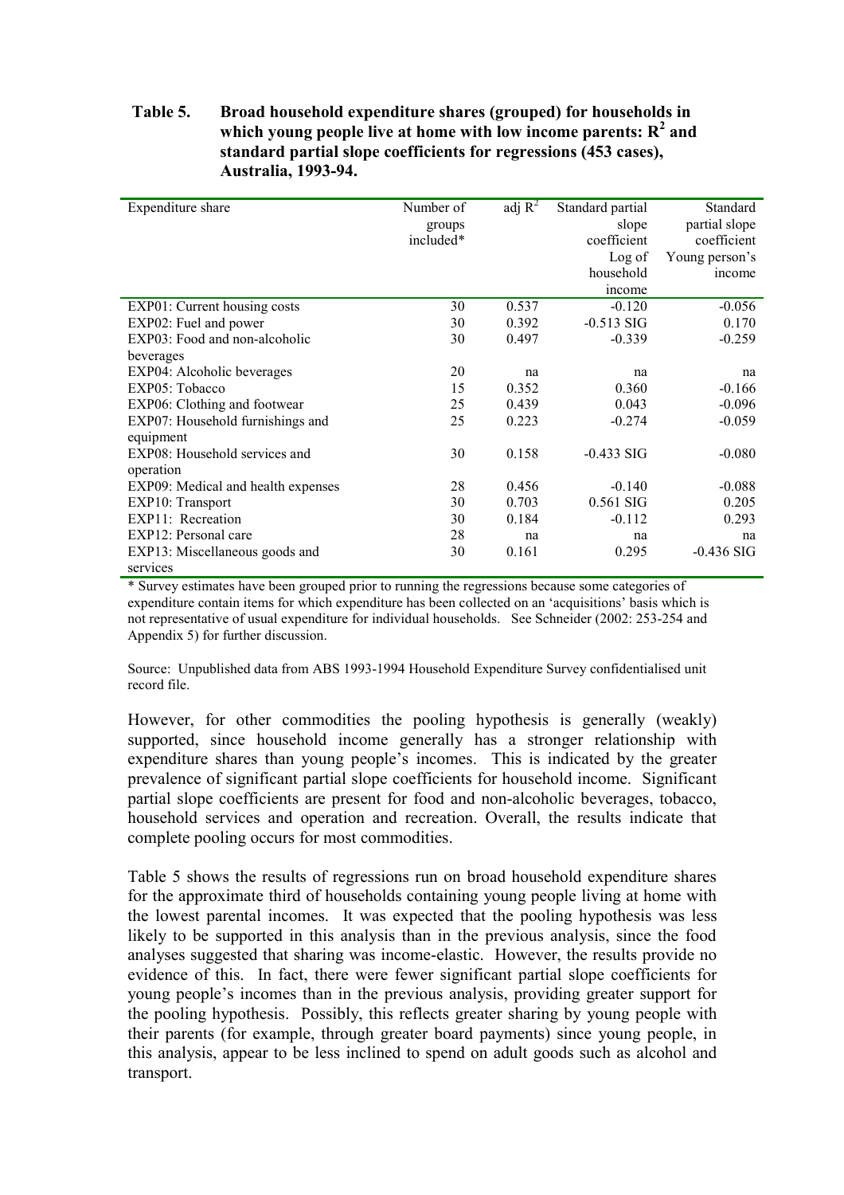**Table 5. Broad household expenditure shares (grouped) for households in which young people live at home with low income parents: $R^2$ and standard partial slope coefficients for regressions (453 cases), Australia, 1993-94.**

| Expenditure share | Number of groups included* | adj $R^2$ | Standard partial slope coefficient Log of household income | Standard partial slope coefficient Young person's income |
|---|---|---|---|---|
| EXP01: Current housing costs | 30 | 0.537 | -0.120 | -0.056 |
| EXP02: Fuel and power | 30 | 0.392 | -0.513 SIG | 0.170 |
| EXP03: Food and non-alcoholic beverages | 30 | 0.497 | -0.339 | -0.259 |
| EXP04: Alcoholic beverages | 20 | na | na | na |
| EXP05: Tobacco | 15 | 0.352 | 0.360 | -0.166 |
| EXP06: Clothing and footwear | 25 | 0.439 | 0.043 | -0.096 |
| EXP07: Household furnishings and equipment | 25 | 0.223 | -0.274 | -0.059 |
| EXP08: Household services and operation | 30 | 0.158 | -0.433 SIG | -0.080 |
| EXP09: Medical and health expenses | 28 | 0.456 | -0.140 | -0.088 |
| EXP10: Transport | 30 | 0.703 | 0.561 SIG | 0.205 |
| EXP11: Recreation | 30 | 0.184 | -0.112 | 0.293 |
| EXP12: Personal care | 28 | na | na | na |
| EXP13: Miscellaneous goods and services | 30 | 0.161 | 0.295 | -0.436 SIG |

* Survey estimates have been grouped prior to running the regressions because some categories of expenditure contain items for which expenditure has been collected on an 'acquisitions' basis which is not representative of usual expenditure for individual households. See Schneider (2002: 253-254 and Appendix 5) for further discussion.

Source: Unpublished data from ABS 1993-1994 Household Expenditure Survey confidentialised unit record file.

However, for other commodities the pooling hypothesis is generally (weakly) supported, since household income generally has a stronger relationship with expenditure shares than young people's incomes. This is indicated by the greater prevalence of significant partial slope coefficients for household income. Significant partial slope coefficients are present for food and non-alcoholic beverages, tobacco, household services and operation and recreation. Overall, the results indicate that complete pooling occurs for most commodities.

Table 5 shows the results of regressions run on broad household expenditure shares for the approximate third of households containing young people living at home with the lowest parental incomes. It was expected that the pooling hypothesis was less likely to be supported in this analysis than in the previous analysis, since the food analyses suggested that sharing was income-elastic. However, the results provide no evidence of this. In fact, there were fewer significant partial slope coefficients for young people's incomes than in the previous analysis, providing greater support for the pooling hypothesis. Possibly, this reflects greater sharing by young people with their parents (for example, through greater board payments) since young people, in this analysis, appear to be less inclined to spend on adult goods such as alcohol and transport.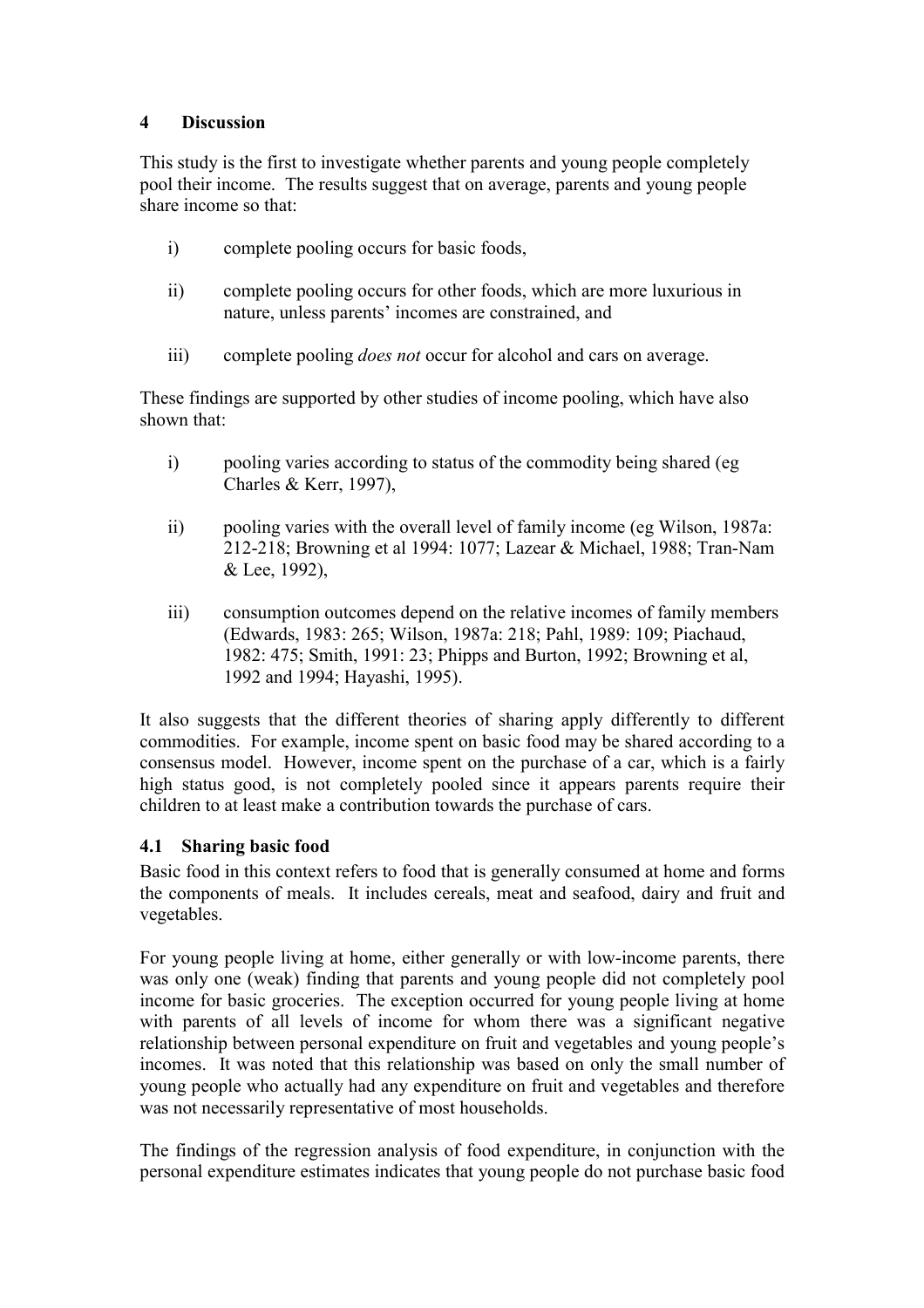## 4 Discussion

This study is the first to investigate whether parents and young people completely pool their income. The results suggest that on average, parents and young people share income so that:

i) complete pooling occurs for basic foods,

ii) complete pooling occurs for other foods, which are more luxurious in nature, unless parents' incomes are constrained, and

iii) complete pooling *does not* occur for alcohol and cars on average.

These findings are supported by other studies of income pooling, which have also shown that:

i) pooling varies according to status of the commodity being shared (eg Charles & Kerr, 1997),

ii) pooling varies with the overall level of family income (eg Wilson, 1987a: 212-218; Browning et al 1994: 1077; Lazear & Michael, 1988; Tran-Nam & Lee, 1992),

iii) consumption outcomes depend on the relative incomes of family members (Edwards, 1983: 265; Wilson, 1987a: 218; Pahl, 1989: 109; Piachaud, 1982: 475; Smith, 1991: 23; Phipps and Burton, 1992; Browning et al, 1992 and 1994; Hayashi, 1995).

It also suggests that the different theories of sharing apply differently to different commodities. For example, income spent on basic food may be shared according to a consensus model. However, income spent on the purchase of a car, which is a fairly high status good, is not completely pooled since it appears parents require their children to at least make a contribution towards the purchase of cars.

### 4.1 Sharing basic food

Basic food in this context refers to food that is generally consumed at home and forms the components of meals. It includes cereals, meat and seafood, dairy and fruit and vegetables.

For young people living at home, either generally or with low-income parents, there was only one (weak) finding that parents and young people did not completely pool income for basic groceries. The exception occurred for young people living at home with parents of all levels of income for whom there was a significant negative relationship between personal expenditure on fruit and vegetables and young people's incomes. It was noted that this relationship was based on only the small number of young people who actually had any expenditure on fruit and vegetables and therefore was not necessarily representative of most households.

The findings of the regression analysis of food expenditure, in conjunction with the personal expenditure estimates indicates that young people do not purchase basic food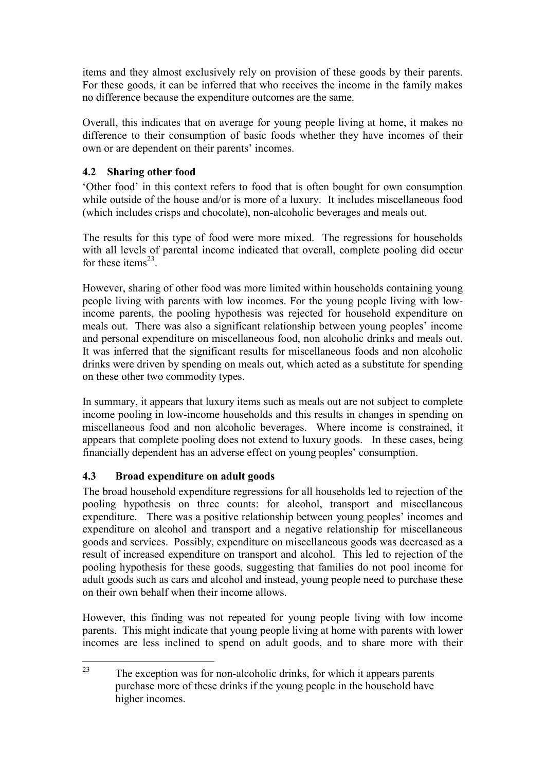items and they almost exclusively rely on provision of these goods by their parents. For these goods, it can be inferred that who receives the income in the family makes no difference because the expenditure outcomes are the same.

Overall, this indicates that on average for young people living at home, it makes no difference to their consumption of basic foods whether they have incomes of their own or are dependent on their parents' incomes.

### 4.2 Sharing other food

'Other food' in this context refers to food that is often bought for own consumption while outside of the house and/or is more of a luxury. It includes miscellaneous food (which includes crisps and chocolate), non-alcoholic beverages and meals out.

The results for this type of food were more mixed. The regressions for households with all levels of parental income indicated that overall, complete pooling did occur for these items[23].

However, sharing of other food was more limited within households containing young people living with parents with low incomes. For the young people living with low-income parents, the pooling hypothesis was rejected for household expenditure on meals out. There was also a significant relationship between young peoples' income and personal expenditure on miscellaneous food, non alcoholic drinks and meals out. It was inferred that the significant results for miscellaneous foods and non alcoholic drinks were driven by spending on meals out, which acted as a substitute for spending on these other two commodity types.

In summary, it appears that luxury items such as meals out are not subject to complete income pooling in low-income households and this results in changes in spending on miscellaneous food and non alcoholic beverages. Where income is constrained, it appears that complete pooling does not extend to luxury goods. In these cases, being financially dependent has an adverse effect on young peoples' consumption.

### 4.3 Broad expenditure on adult goods

The broad household expenditure regressions for all households led to rejection of the pooling hypothesis on three counts: for alcohol, transport and miscellaneous expenditure. There was a positive relationship between young peoples' incomes and expenditure on alcohol and transport and a negative relationship for miscellaneous goods and services. Possibly, expenditure on miscellaneous goods was decreased as a result of increased expenditure on transport and alcohol. This led to rejection of the pooling hypothesis for these goods, suggesting that families do not pool income for adult goods such as cars and alcohol and instead, young people need to purchase these on their own behalf when their income allows.

However, this finding was not repeated for young people living with low income parents. This might indicate that young people living at home with parents with lower incomes are less inclined to spend on adult goods, and to share more with their

---

[23] The exception was for non-alcoholic drinks, for which it appears parents purchase more of these drinks if the young people in the household have higher incomes.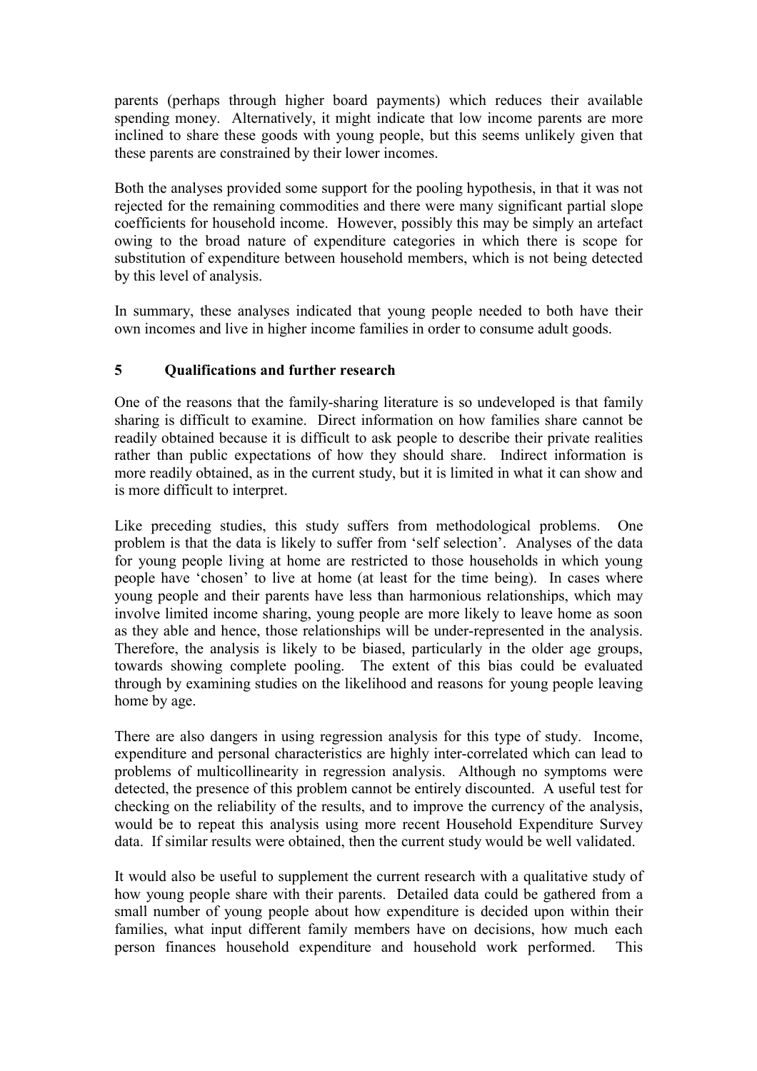parents (perhaps through higher board payments) which reduces their available spending money. Alternatively, it might indicate that low income parents are more inclined to share these goods with young people, but this seems unlikely given that these parents are constrained by their lower incomes.

Both the analyses provided some support for the pooling hypothesis, in that it was not rejected for the remaining commodities and there were many significant partial slope coefficients for household income. However, possibly this may be simply an artefact owing to the broad nature of expenditure categories in which there is scope for substitution of expenditure between household members, which is not being detected by this level of analysis.

In summary, these analyses indicated that young people needed to both have their own incomes and live in higher income families in order to consume adult goods.

## 5 Qualifications and further research

One of the reasons that the family-sharing literature is so undeveloped is that family sharing is difficult to examine. Direct information on how families share cannot be readily obtained because it is difficult to ask people to describe their private realities rather than public expectations of how they should share. Indirect information is more readily obtained, as in the current study, but it is limited in what it can show and is more difficult to interpret.

Like preceding studies, this study suffers from methodological problems. One problem is that the data is likely to suffer from 'self selection'. Analyses of the data for young people living at home are restricted to those households in which young people have 'chosen' to live at home (at least for the time being). In cases where young people and their parents have less than harmonious relationships, which may involve limited income sharing, young people are more likely to leave home as soon as they able and hence, those relationships will be under-represented in the analysis. Therefore, the analysis is likely to be biased, particularly in the older age groups, towards showing complete pooling. The extent of this bias could be evaluated through by examining studies on the likelihood and reasons for young people leaving home by age.

There are also dangers in using regression analysis for this type of study. Income, expenditure and personal characteristics are highly inter-correlated which can lead to problems of multicollinearity in regression analysis. Although no symptoms were detected, the presence of this problem cannot be entirely discounted. A useful test for checking on the reliability of the results, and to improve the currency of the analysis, would be to repeat this analysis using more recent Household Expenditure Survey data. If similar results were obtained, then the current study would be well validated.

It would also be useful to supplement the current research with a qualitative study of how young people share with their parents. Detailed data could be gathered from a small number of young people about how expenditure is decided upon within their families, what input different family members have on decisions, how much each person finances household expenditure and household work performed. This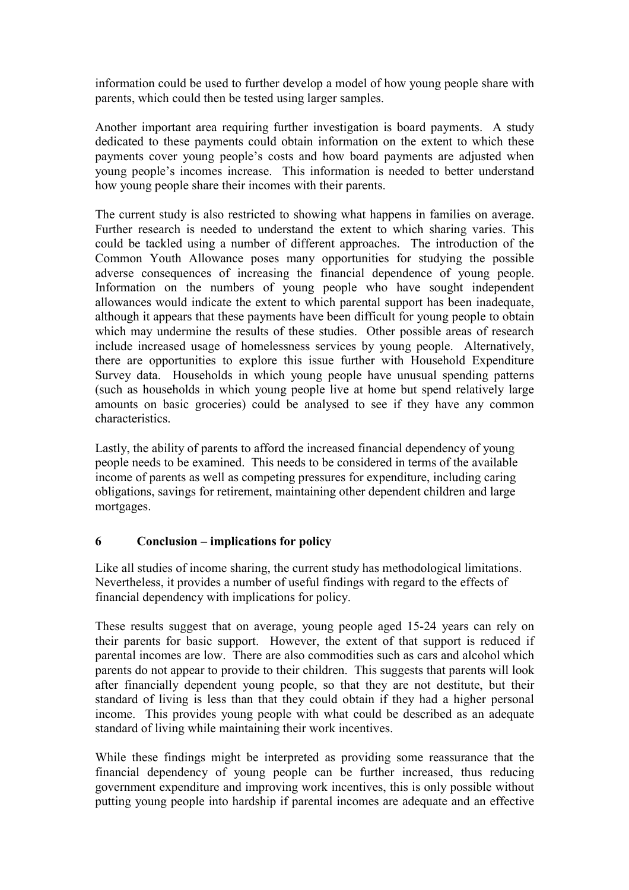information could be used to further develop a model of how young people share with parents, which could then be tested using larger samples.

Another important area requiring further investigation is board payments. A study dedicated to these payments could obtain information on the extent to which these payments cover young people's costs and how board payments are adjusted when young people's incomes increase. This information is needed to better understand how young people share their incomes with their parents.

The current study is also restricted to showing what happens in families on average. Further research is needed to understand the extent to which sharing varies. This could be tackled using a number of different approaches. The introduction of the Common Youth Allowance poses many opportunities for studying the possible adverse consequences of increasing the financial dependence of young people. Information on the numbers of young people who have sought independent allowances would indicate the extent to which parental support has been inadequate, although it appears that these payments have been difficult for young people to obtain which may undermine the results of these studies. Other possible areas of research include increased usage of homelessness services by young people. Alternatively, there are opportunities to explore this issue further with Household Expenditure Survey data. Households in which young people have unusual spending patterns (such as households in which young people live at home but spend relatively large amounts on basic groceries) could be analysed to see if they have any common characteristics.

Lastly, the ability of parents to afford the increased financial dependency of young people needs to be examined. This needs to be considered in terms of the available income of parents as well as competing pressures for expenditure, including caring obligations, savings for retirement, maintaining other dependent children and large mortgages.

## 6 Conclusion – implications for policy

Like all studies of income sharing, the current study has methodological limitations. Nevertheless, it provides a number of useful findings with regard to the effects of financial dependency with implications for policy.

These results suggest that on average, young people aged 15-24 years can rely on their parents for basic support. However, the extent of that support is reduced if parental incomes are low. There are also commodities such as cars and alcohol which parents do not appear to provide to their children. This suggests that parents will look after financially dependent young people, so that they are not destitute, but their standard of living is less than that they could obtain if they had a higher personal income. This provides young people with what could be described as an adequate standard of living while maintaining their work incentives.

While these findings might be interpreted as providing some reassurance that the financial dependency of young people can be further increased, thus reducing government expenditure and improving work incentives, this is only possible without putting young people into hardship if parental incomes are adequate and an effective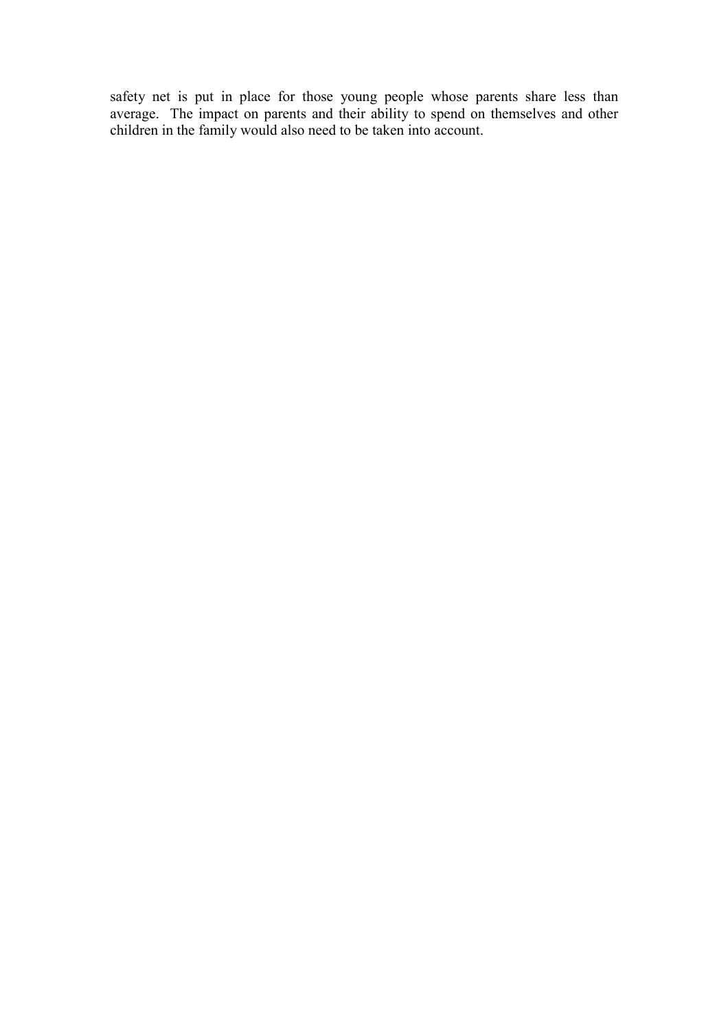safety net is put in place for those young people whose parents share less than average. The impact on parents and their ability to spend on themselves and other children in the family would also need to be taken into account.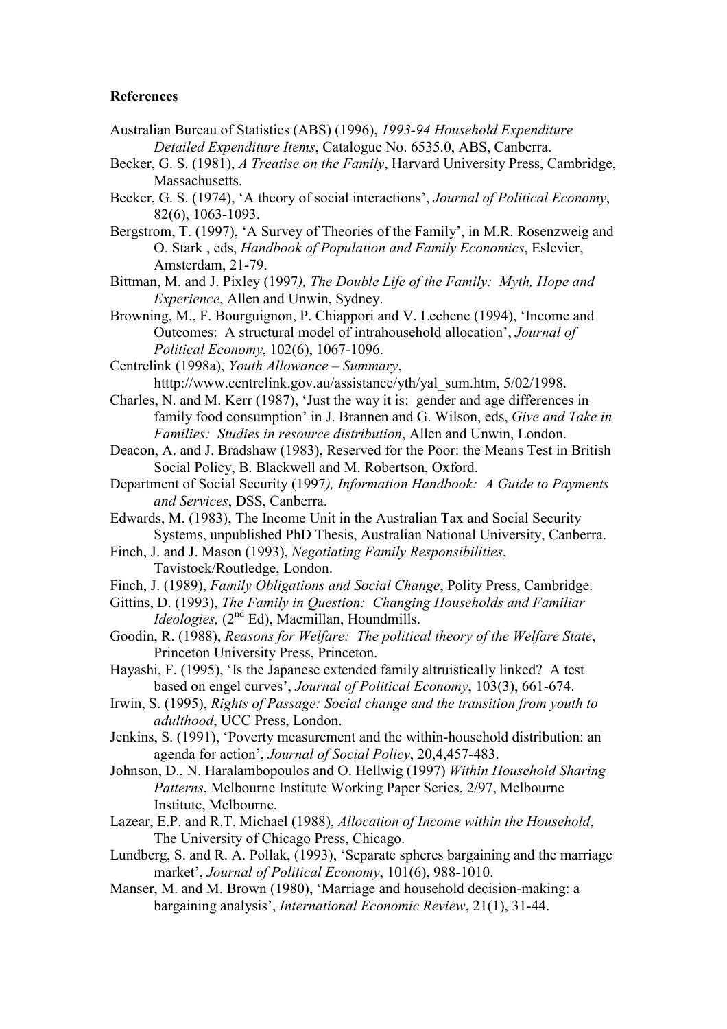**References**

Australian Bureau of Statistics (ABS) (1996), *1993-94 Household Expenditure Detailed Expenditure Items*, Catalogue No. 6535.0, ABS, Canberra.

Becker, G. S. (1981), *A Treatise on the Family*, Harvard University Press, Cambridge, Massachusetts.

Becker, G. S. (1974), 'A theory of social interactions', *Journal of Political Economy*, 82(6), 1063-1093.

Bergstrom, T. (1997), 'A Survey of Theories of the Family', in M.R. Rosenzweig and O. Stark , eds, *Handbook of Population and Family Economics*, Eslevier, Amsterdam, 21-79.

Bittman, M. and J. Pixley (1997*), The Double Life of the Family: Myth, Hope and Experience*, Allen and Unwin, Sydney.

Browning, M., F. Bourguignon, P. Chiappori and V. Lechene (1994), 'Income and Outcomes: A structural model of intrahousehold allocation', *Journal of Political Economy*, 102(6), 1067-1096.

Centrelink (1998a), *Youth Allowance – Summary*, htttp://www.centrelink.gov.au/assistance/yth/yal_sum.htm, 5/02/1998.

Charles, N. and M. Kerr (1987), 'Just the way it is: gender and age differences in family food consumption' in J. Brannen and G. Wilson, eds, *Give and Take in Families: Studies in resource distribution*, Allen and Unwin, London.

Deacon, A. and J. Bradshaw (1983), Reserved for the Poor: the Means Test in British Social Policy, B. Blackwell and M. Robertson, Oxford.

Department of Social Security (1997*), Information Handbook: A Guide to Payments and Services*, DSS, Canberra.

Edwards, M. (1983), The Income Unit in the Australian Tax and Social Security Systems, unpublished PhD Thesis, Australian National University, Canberra.

Finch, J. and J. Mason (1993), *Negotiating Family Responsibilities*, Tavistock/Routledge, London.

Finch, J. (1989), *Family Obligations and Social Change*, Polity Press, Cambridge.

Gittins, D. (1993), *The Family in Question: Changing Households and Familiar Ideologies,* (2nd Ed), Macmillan, Houndmills.

Goodin, R. (1988), *Reasons for Welfare: The political theory of the Welfare State*, Princeton University Press, Princeton.

Hayashi, F. (1995), 'Is the Japanese extended family altruistically linked? A test based on engel curves', *Journal of Political Economy*, 103(3), 661-674.

Irwin, S. (1995), *Rights of Passage: Social change and the transition from youth to adulthood*, UCC Press, London.

Jenkins, S. (1991), 'Poverty measurement and the within-household distribution: an agenda for action', *Journal of Social Policy*, 20,4,457-483.

Johnson, D., N. Haralambopoulos and O. Hellwig (1997) *Within Household Sharing Patterns*, Melbourne Institute Working Paper Series, 2/97, Melbourne Institute, Melbourne.

Lazear, E.P. and R.T. Michael (1988), *Allocation of Income within the Household*, The University of Chicago Press, Chicago.

Lundberg, S. and R. A. Pollak, (1993), 'Separate spheres bargaining and the marriage market', *Journal of Political Economy*, 101(6), 988-1010.

Manser, M. and M. Brown (1980), 'Marriage and household decision-making: a bargaining analysis', *International Economic Review*, 21(1), 31-44.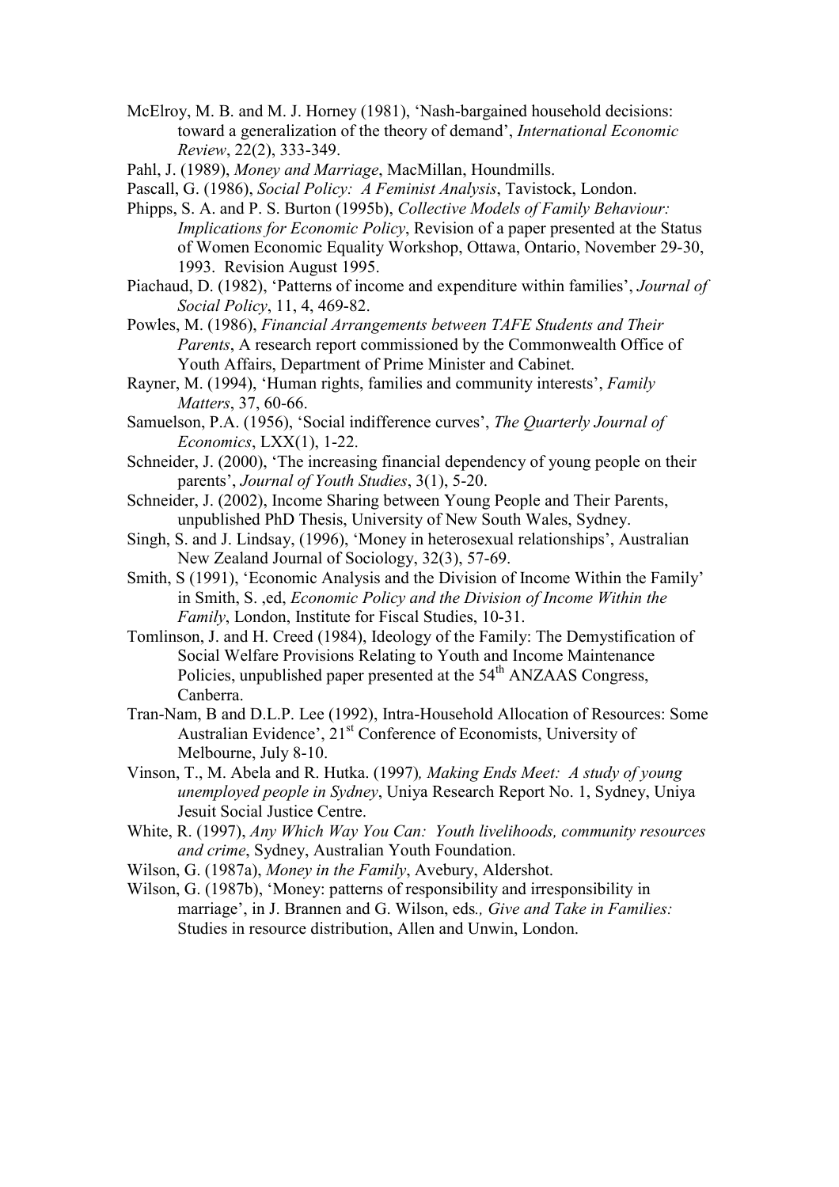McElroy, M. B. and M. J. Horney (1981), 'Nash-bargained household decisions: toward a generalization of the theory of demand', *International Economic Review*, 22(2), 333-349.

Pahl, J. (1989), *Money and Marriage*, MacMillan, Houndmills.

Pascall, G. (1986), *Social Policy: A Feminist Analysis*, Tavistock, London.

Phipps, S. A. and P. S. Burton (1995b), *Collective Models of Family Behaviour: Implications for Economic Policy*, Revision of a paper presented at the Status of Women Economic Equality Workshop, Ottawa, Ontario, November 29-30, 1993. Revision August 1995.

Piachaud, D. (1982), 'Patterns of income and expenditure within families', *Journal of Social Policy*, 11, 4, 469-82.

Powles, M. (1986), *Financial Arrangements between TAFE Students and Their Parents*, A research report commissioned by the Commonwealth Office of Youth Affairs, Department of Prime Minister and Cabinet.

Rayner, M. (1994), 'Human rights, families and community interests', *Family Matters*, 37, 60-66.

Samuelson, P.A. (1956), 'Social indifference curves', *The Quarterly Journal of Economics*, LXX(1), 1-22.

Schneider, J. (2000), 'The increasing financial dependency of young people on their parents', *Journal of Youth Studies*, 3(1), 5-20.

Schneider, J. (2002), Income Sharing between Young People and Their Parents, unpublished PhD Thesis, University of New South Wales, Sydney.

Singh, S. and J. Lindsay, (1996), 'Money in heterosexual relationships', Australian New Zealand Journal of Sociology, 32(3), 57-69.

Smith, S (1991), 'Economic Analysis and the Division of Income Within the Family' in Smith, S. ,ed, *Economic Policy and the Division of Income Within the Family*, London, Institute for Fiscal Studies, 10-31.

Tomlinson, J. and H. Creed (1984), Ideology of the Family: The Demystification of Social Welfare Provisions Relating to Youth and Income Maintenance Policies, unpublished paper presented at the 54th ANZAAS Congress, Canberra.

Tran-Nam, B and D.L.P. Lee (1992), Intra-Household Allocation of Resources: Some Australian Evidence', 21st Conference of Economists, University of Melbourne, July 8-10.

Vinson, T., M. Abela and R. Hutka. (1997), *Making Ends Meet: A study of young unemployed people in Sydney*, Uniya Research Report No. 1, Sydney, Uniya Jesuit Social Justice Centre.

White, R. (1997), *Any Which Way You Can: Youth livelihoods, community resources and crime*, Sydney, Australian Youth Foundation.

Wilson, G. (1987a), *Money in the Family*, Avebury, Aldershot.

Wilson, G. (1987b), 'Money: patterns of responsibility and irresponsibility in marriage', in J. Brannen and G. Wilson, eds*., Give and Take in Families:* Studies in resource distribution, Allen and Unwin, London.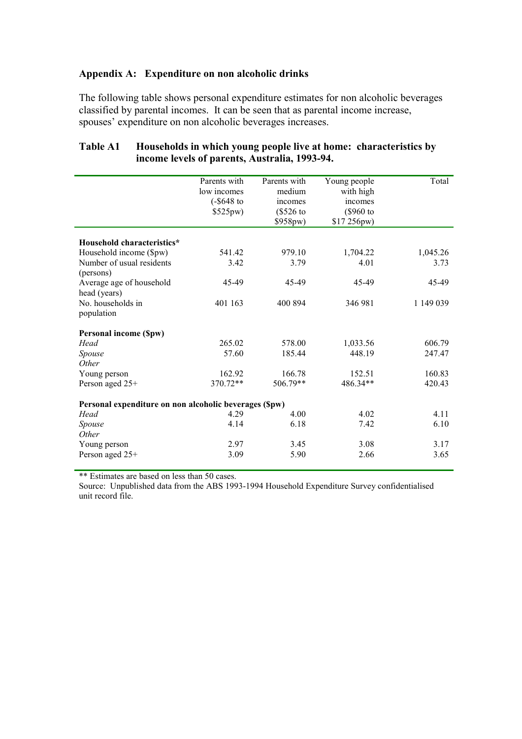## Appendix A: Expenditure on non alcoholic drinks

The following table shows personal expenditure estimates for non alcoholic beverages classified by parental incomes. It can be seen that as parental income increase, spouses' expenditure on non alcoholic beverages increases.

**Table A1 Households in which young people live at home: characteristics by income levels of parents, Australia, 1993-94.**

| | Parents with low incomes (-$648 to $525pw) | Parents with medium incomes ($526 to $958pw) | Young people with high incomes ($960 to $17 256pw) | Total |
|---|---|---|---|---|
| **Household characteristics*** | | | | |
| Household income ($pw) | 541.42 | 979.10 | 1,704.22 | 1,045.26 |
| Number of usual residents (persons) | 3.42 | 3.79 | 4.01 | 3.73 |
| Average age of household head (years) | 45-49 | 45-49 | 45-49 | 45-49 |
| No. households in population | 401 163 | 400 894 | 346 981 | 1 149 039 |
| **Personal income ($pw)** | | | | |
| *Head* | 265.02 | 578.00 | 1,033.56 | 606.79 |
| *Spouse* | 57.60 | 185.44 | 448.19 | 247.47 |
| *Other* | | | | |
| Young person | 162.92 | 166.78 | 152.51 | 160.83 |
| Person aged 25+ | 370.72** | 506.79** | 486.34** | 420.43 |
| **Personal expenditure on non alcoholic beverages ($pw)** | | | | |
| *Head* | 4.29 | 4.00 | 4.02 | 4.11 |
| *Spouse* | 4.14 | 6.18 | 7.42 | 6.10 |
| *Other* | | | | |
| Young person | 2.97 | 3.45 | 3.08 | 3.17 |
| Person aged 25+ | 3.09 | 5.90 | 2.66 | 3.65 |

** Estimates are based on less than 50 cases.

Source: Unpublished data from the ABS 1993-1994 Household Expenditure Survey confidentialised unit record file.